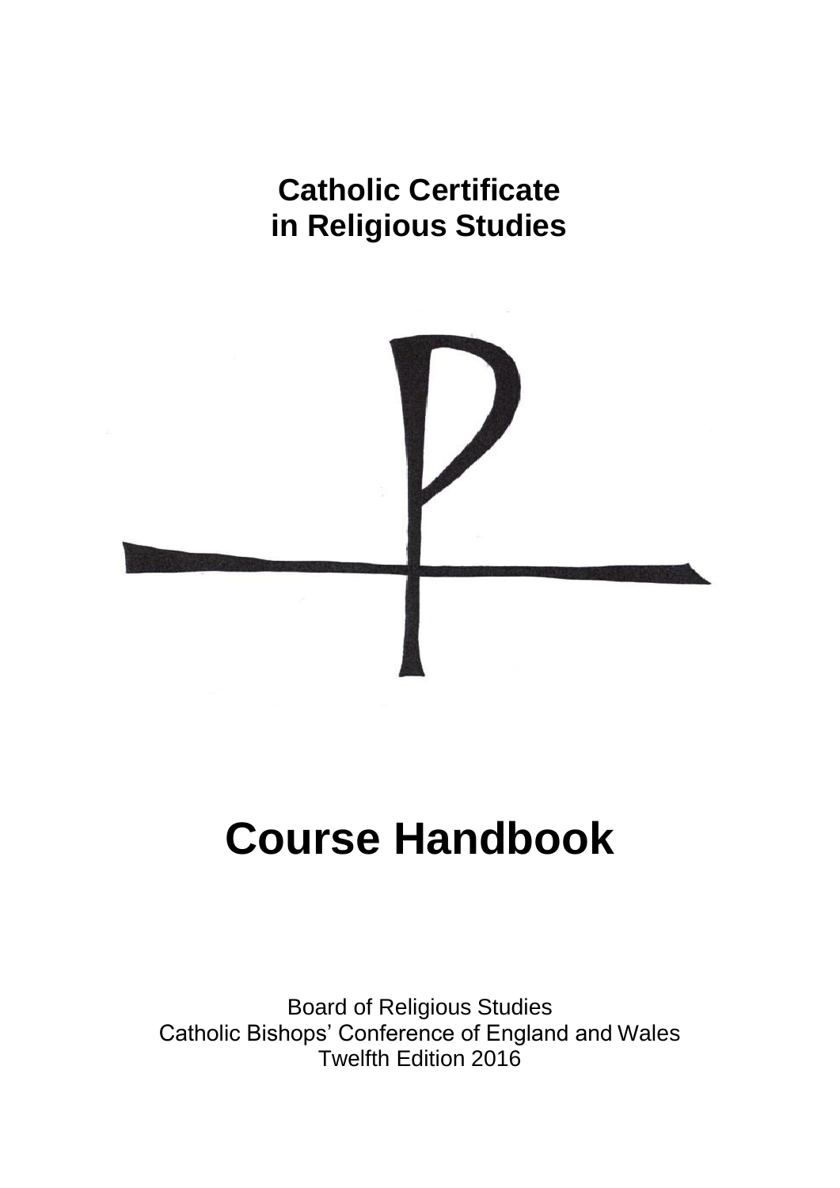# Catholic Certificate in Religious Studies

# Course Handbook

Board of Religious Studies
Catholic Bishops' Conference of England and Wales
Twelfth Edition 2016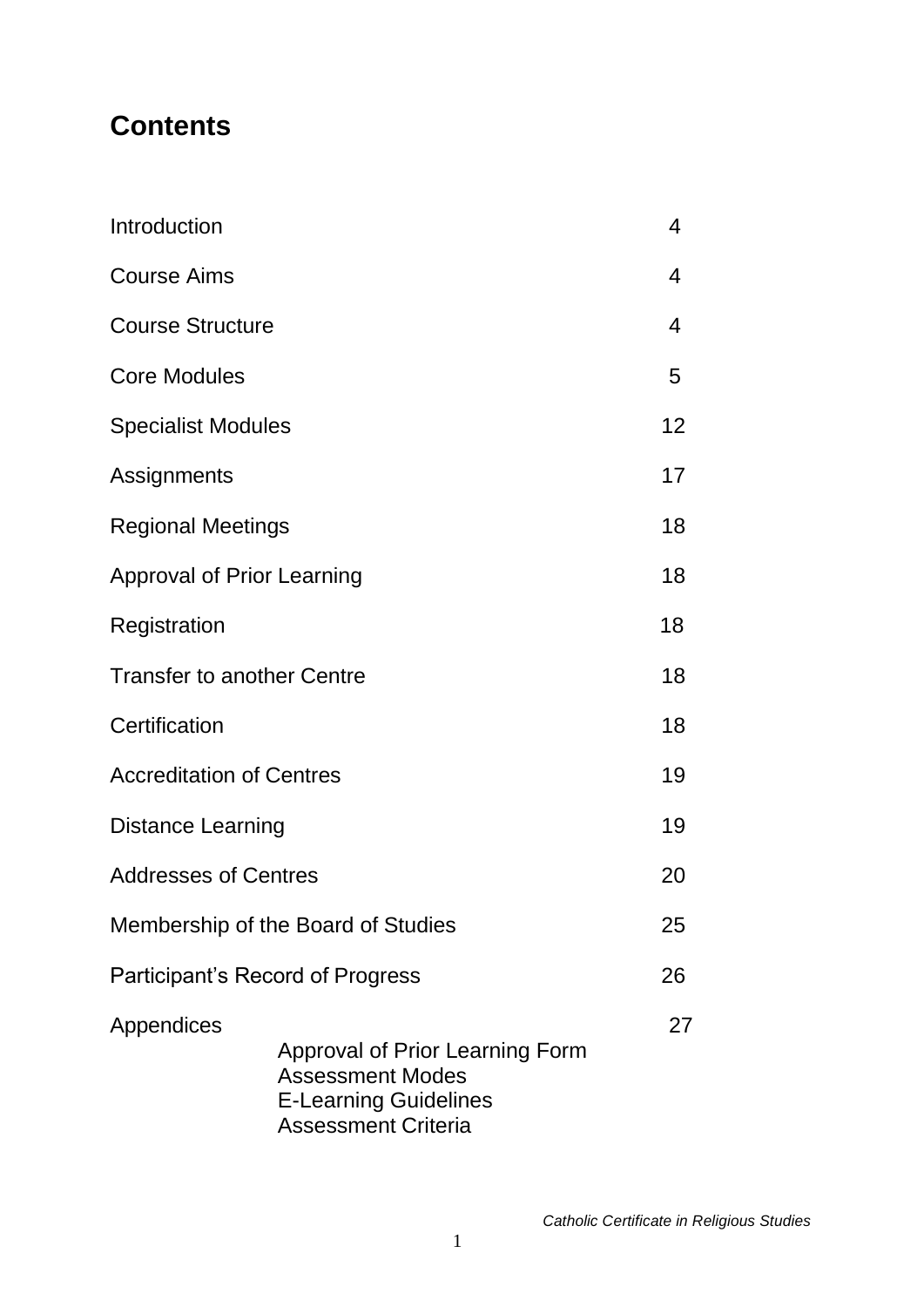# Contents

| | |
|---|---|
| Introduction | 4 |
| Course Aims | 4 |
| Course Structure | 4 |
| Core Modules | 5 |
| Specialist Modules | 12 |
| Assignments | 17 |
| Regional Meetings | 18 |
| Approval of Prior Learning | 18 |
| Registration | 18 |
| Transfer to another Centre | 18 |
| Certification | 18 |
| Accreditation of Centres | 19 |
| Distance Learning | 19 |
| Addresses of Centres | 20 |
| Membership of the Board of Studies | 25 |
| Participant's Record of Progress | 26 |
| Appendices | 27 |

- Approval of Prior Learning Form
- Assessment Modes
- E-Learning Guidelines
- Assessment Criteria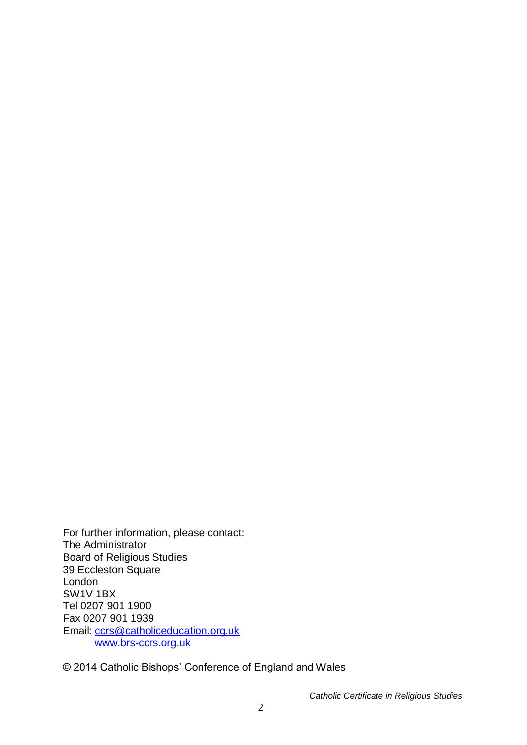For further information, please contact:
The Administrator
Board of Religious Studies
39 Eccleston Square
London
SW1V 1BX
Tel 0207 901 1900
Fax 0207 901 1939
Email: [ccrs@catholiceducation.org.uk](mailto:ccrs@catholiceducation.org.uk)
[www.brs-ccrs.org.uk](http://www.brs-ccrs.org.uk)

© 2014 Catholic Bishops' Conference of England and Wales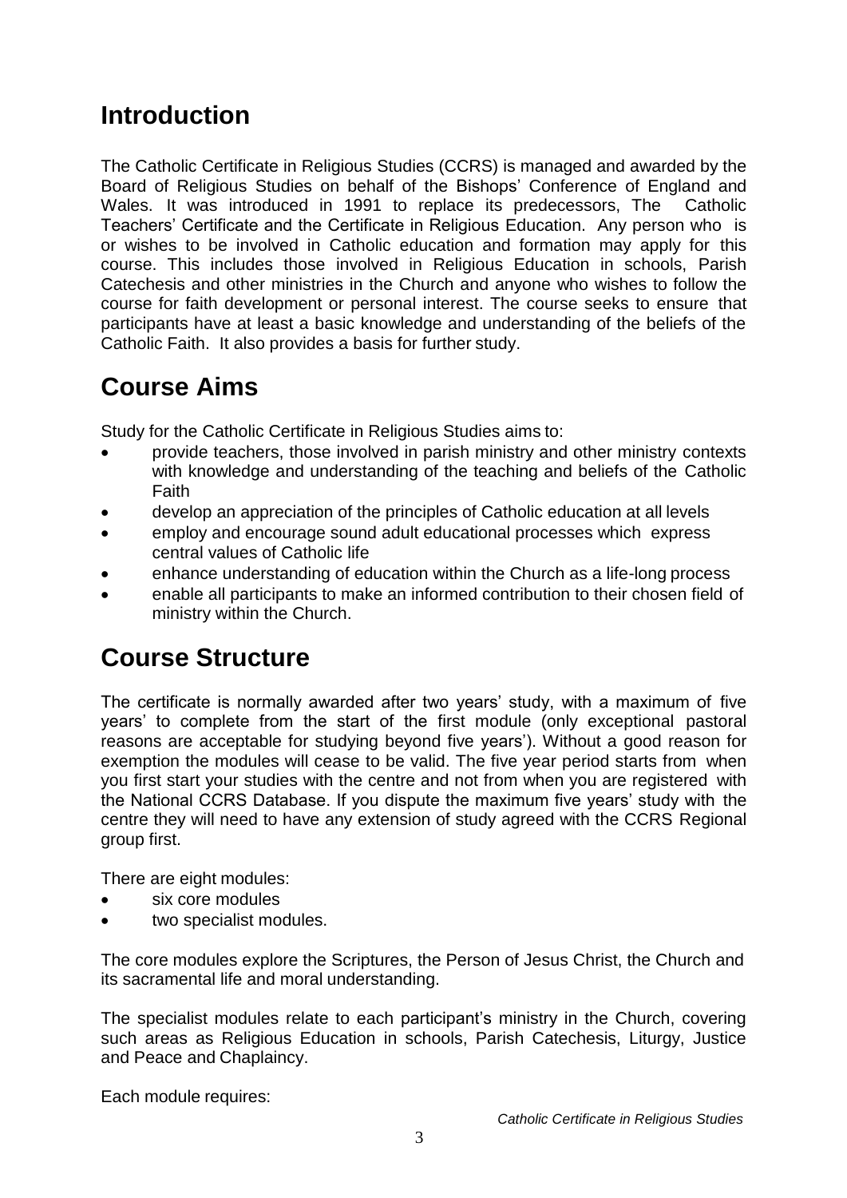## Introduction

The Catholic Certificate in Religious Studies (CCRS) is managed and awarded by the Board of Religious Studies on behalf of the Bishops' Conference of England and Wales. It was introduced in 1991 to replace its predecessors, The Catholic Teachers' Certificate and the Certificate in Religious Education. Any person who is or wishes to be involved in Catholic education and formation may apply for this course. This includes those involved in Religious Education in schools, Parish Catechesis and other ministries in the Church and anyone who wishes to follow the course for faith development or personal interest. The course seeks to ensure that participants have at least a basic knowledge and understanding of the beliefs of the Catholic Faith. It also provides a basis for further study.

## Course Aims

Study for the Catholic Certificate in Religious Studies aims to:

- provide teachers, those involved in parish ministry and other ministry contexts with knowledge and understanding of the teaching and beliefs of the Catholic Faith
- develop an appreciation of the principles of Catholic education at all levels
- employ and encourage sound adult educational processes which express central values of Catholic life
- enhance understanding of education within the Church as a life-long process
- enable all participants to make an informed contribution to their chosen field of ministry within the Church.

## Course Structure

The certificate is normally awarded after two years' study, with a maximum of five years' to complete from the start of the first module (only exceptional pastoral reasons are acceptable for studying beyond five years'). Without a good reason for exemption the modules will cease to be valid. The five year period starts from when you first start your studies with the centre and not from when you are registered with the National CCRS Database. If you dispute the maximum five years' study with the centre they will need to have any extension of study agreed with the CCRS Regional group first.

There are eight modules:

- six core modules
- two specialist modules.

The core modules explore the Scriptures, the Person of Jesus Christ, the Church and its sacramental life and moral understanding.

The specialist modules relate to each participant's ministry in the Church, covering such areas as Religious Education in schools, Parish Catechesis, Liturgy, Justice and Peace and Chaplaincy.

Each module requires: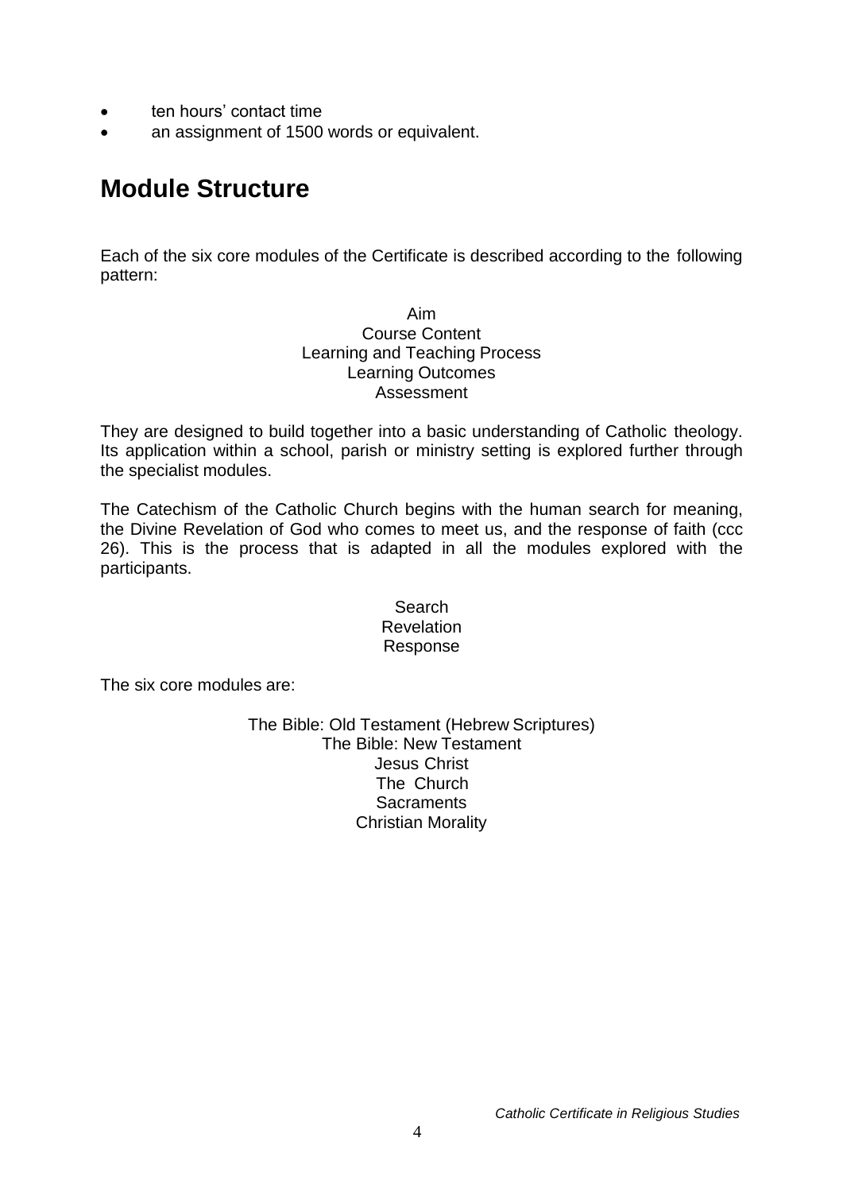- ten hours' contact time
- an assignment of 1500 words or equivalent.

## Module Structure

Each of the six core modules of the Certificate is described according to the following pattern:

Aim
Course Content
Learning and Teaching Process
Learning Outcomes
Assessment

They are designed to build together into a basic understanding of Catholic theology. Its application within a school, parish or ministry setting is explored further through the specialist modules.

The Catechism of the Catholic Church begins with the human search for meaning, the Divine Revelation of God who comes to meet us, and the response of faith (ccc 26). This is the process that is adapted in all the modules explored with the participants.

Search
Revelation
Response

The six core modules are:

The Bible: Old Testament (Hebrew Scriptures)
The Bible: New Testament
Jesus Christ
The Church
Sacraments
Christian Morality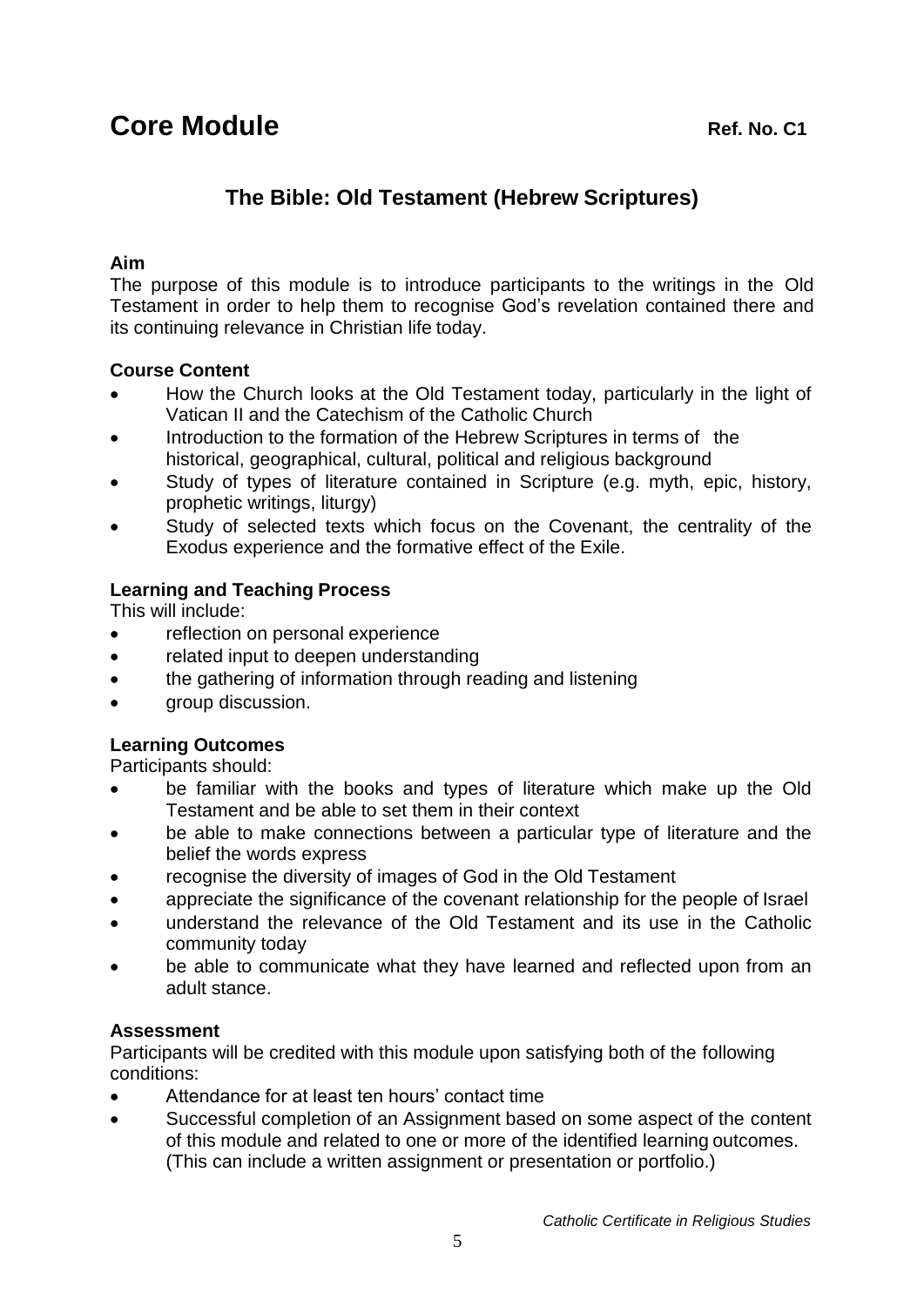# Core Module

**Ref. No. C1**

## The Bible: Old Testament (Hebrew Scriptures)

### Aim

The purpose of this module is to introduce participants to the writings in the Old Testament in order to help them to recognise God's revelation contained there and its continuing relevance in Christian life today.

### Course Content

- How the Church looks at the Old Testament today, particularly in the light of Vatican II and the Catechism of the Catholic Church
- Introduction to the formation of the Hebrew Scriptures in terms of the historical, geographical, cultural, political and religious background
- Study of types of literature contained in Scripture (e.g. myth, epic, history, prophetic writings, liturgy)
- Study of selected texts which focus on the Covenant, the centrality of the Exodus experience and the formative effect of the Exile.

### Learning and Teaching Process

This will include:

- reflection on personal experience
- related input to deepen understanding
- the gathering of information through reading and listening
- group discussion.

### Learning Outcomes

Participants should:

- be familiar with the books and types of literature which make up the Old Testament and be able to set them in their context
- be able to make connections between a particular type of literature and the belief the words express
- recognise the diversity of images of God in the Old Testament
- appreciate the significance of the covenant relationship for the people of Israel
- understand the relevance of the Old Testament and its use in the Catholic community today
- be able to communicate what they have learned and reflected upon from an adult stance.

### Assessment

Participants will be credited with this module upon satisfying both of the following conditions:

- Attendance for at least ten hours' contact time
- Successful completion of an Assignment based on some aspect of the content of this module and related to one or more of the identified learning outcomes. (This can include a written assignment or presentation or portfolio.)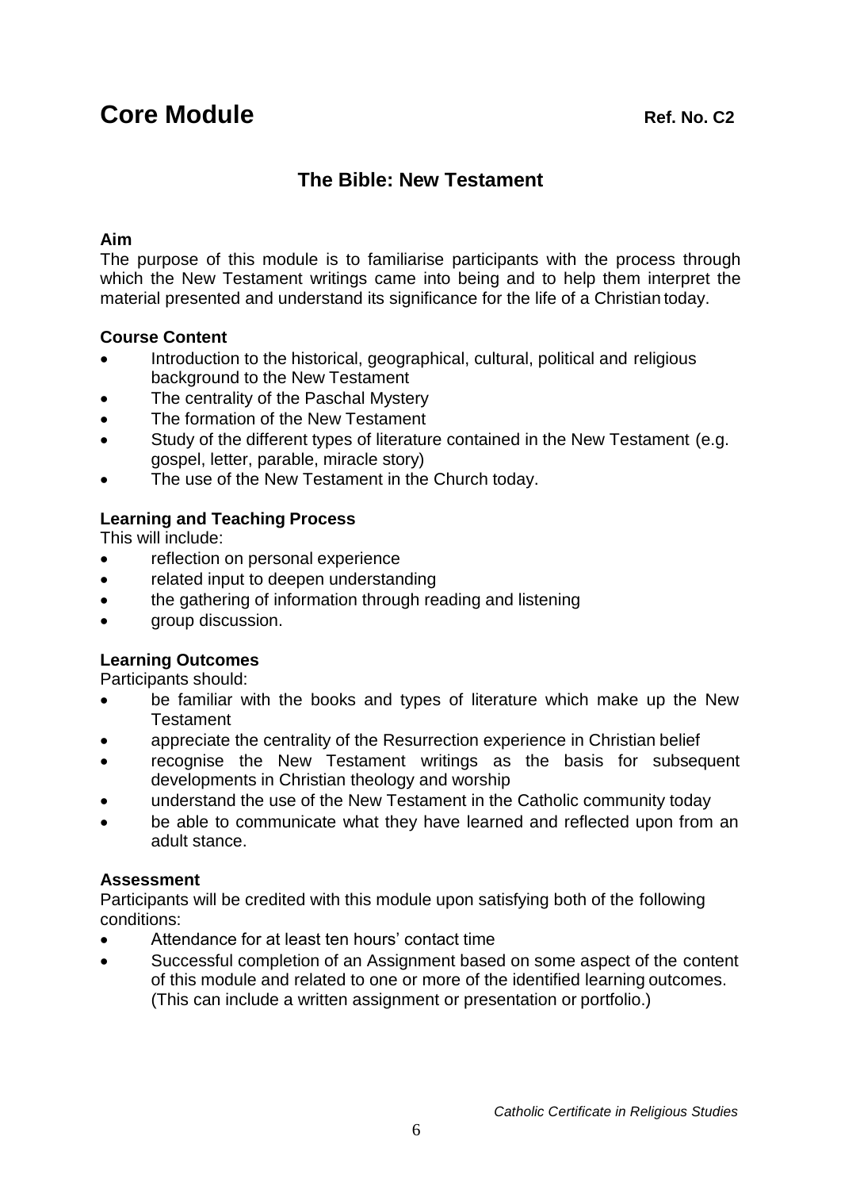# Core Module

**Ref. No. C2**

## The Bible: New Testament

**Aim**

The purpose of this module is to familiarise participants with the process through which the New Testament writings came into being and to help them interpret the material presented and understand its significance for the life of a Christian today.

**Course Content**

- Introduction to the historical, geographical, cultural, political and religious background to the New Testament
- The centrality of the Paschal Mystery
- The formation of the New Testament
- Study of the different types of literature contained in the New Testament (e.g. gospel, letter, parable, miracle story)
- The use of the New Testament in the Church today.

**Learning and Teaching Process**

This will include:

- reflection on personal experience
- related input to deepen understanding
- the gathering of information through reading and listening
- group discussion.

**Learning Outcomes**

Participants should:

- be familiar with the books and types of literature which make up the New Testament
- appreciate the centrality of the Resurrection experience in Christian belief
- recognise the New Testament writings as the basis for subsequent developments in Christian theology and worship
- understand the use of the New Testament in the Catholic community today
- be able to communicate what they have learned and reflected upon from an adult stance.

**Assessment**

Participants will be credited with this module upon satisfying both of the following conditions:

- Attendance for at least ten hours' contact time
- Successful completion of an Assignment based on some aspect of the content of this module and related to one or more of the identified learning outcomes. (This can include a written assignment or presentation or portfolio.)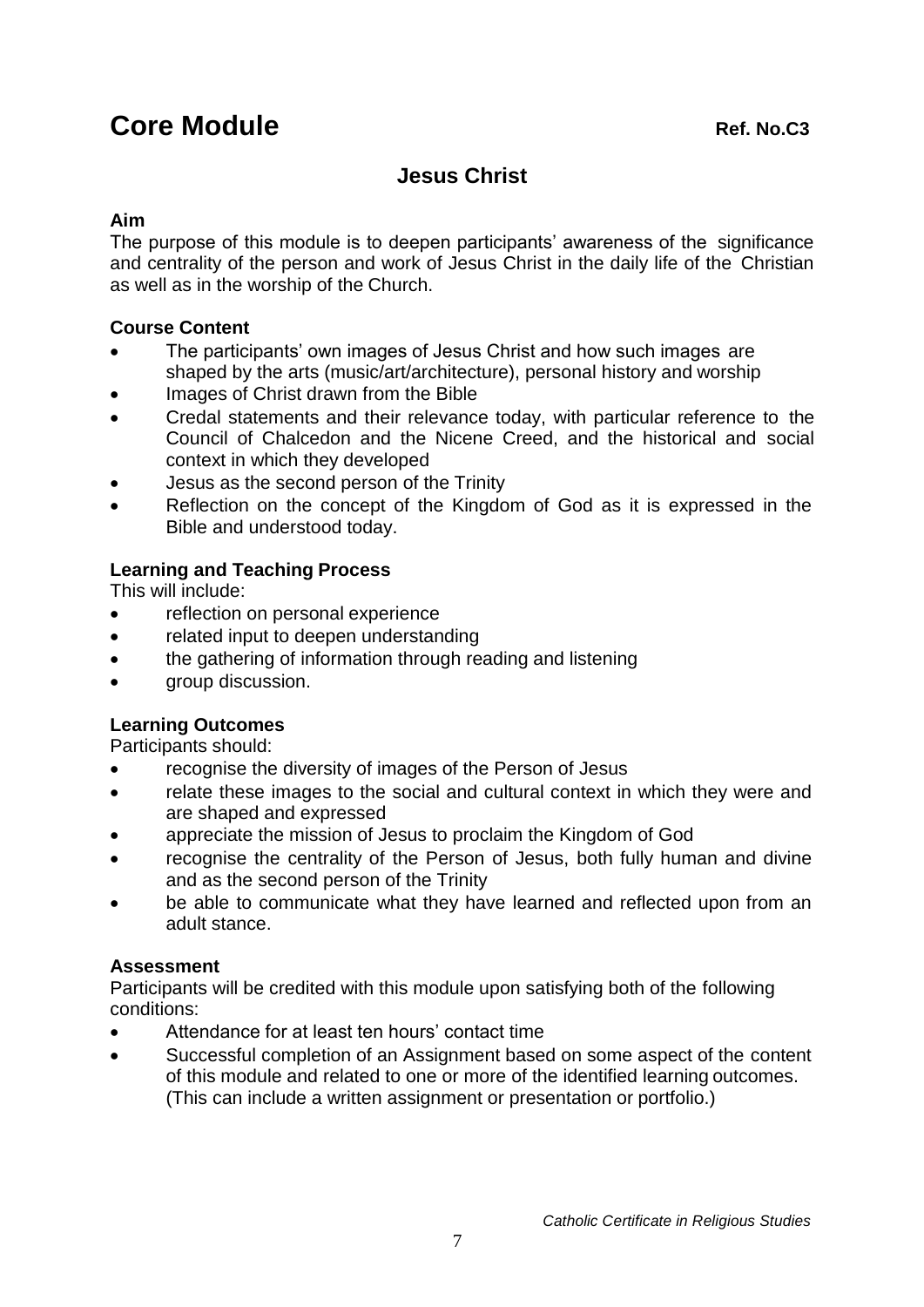# Core Module

**Ref. No.C3**

## Jesus Christ

### Aim

The purpose of this module is to deepen participants' awareness of the significance and centrality of the person and work of Jesus Christ in the daily life of the Christian as well as in the worship of the Church.

### Course Content

- The participants' own images of Jesus Christ and how such images are shaped by the arts (music/art/architecture), personal history and worship
- Images of Christ drawn from the Bible
- Credal statements and their relevance today, with particular reference to the Council of Chalcedon and the Nicene Creed, and the historical and social context in which they developed
- Jesus as the second person of the Trinity
- Reflection on the concept of the Kingdom of God as it is expressed in the Bible and understood today.

### Learning and Teaching Process

This will include:

- reflection on personal experience
- related input to deepen understanding
- the gathering of information through reading and listening
- group discussion.

### Learning Outcomes

Participants should:

- recognise the diversity of images of the Person of Jesus
- relate these images to the social and cultural context in which they were and are shaped and expressed
- appreciate the mission of Jesus to proclaim the Kingdom of God
- recognise the centrality of the Person of Jesus, both fully human and divine and as the second person of the Trinity
- be able to communicate what they have learned and reflected upon from an adult stance.

### Assessment

Participants will be credited with this module upon satisfying both of the following conditions:

- Attendance for at least ten hours' contact time
- Successful completion of an Assignment based on some aspect of the content of this module and related to one or more of the identified learning outcomes. (This can include a written assignment or presentation or portfolio.)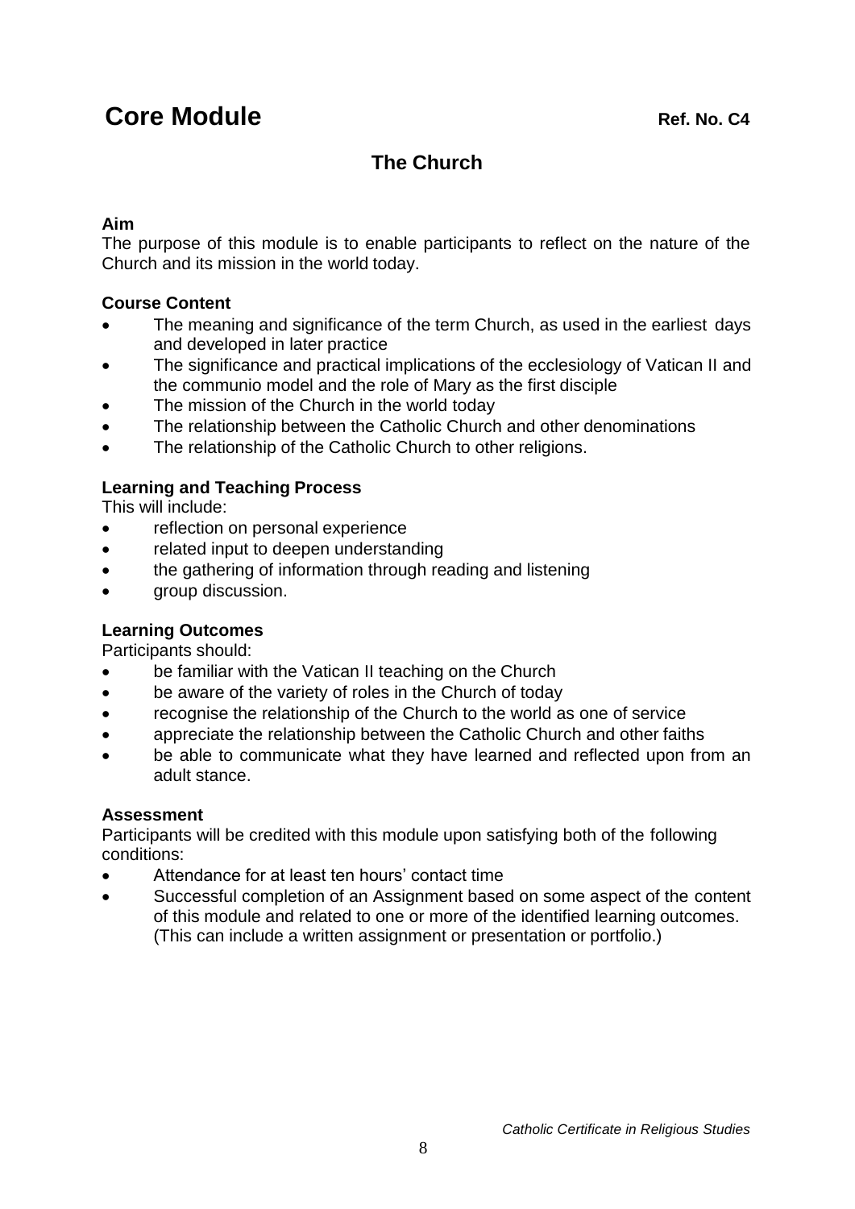# Core Module

**Ref. No. C4**

## The Church

### Aim

The purpose of this module is to enable participants to reflect on the nature of the Church and its mission in the world today.

### Course Content

- The meaning and significance of the term Church, as used in the earliest days and developed in later practice
- The significance and practical implications of the ecclesiology of Vatican II and the communio model and the role of Mary as the first disciple
- The mission of the Church in the world today
- The relationship between the Catholic Church and other denominations
- The relationship of the Catholic Church to other religions.

### Learning and Teaching Process

This will include:

- reflection on personal experience
- related input to deepen understanding
- the gathering of information through reading and listening
- group discussion.

### Learning Outcomes

Participants should:

- be familiar with the Vatican II teaching on the Church
- be aware of the variety of roles in the Church of today
- recognise the relationship of the Church to the world as one of service
- appreciate the relationship between the Catholic Church and other faiths
- be able to communicate what they have learned and reflected upon from an adult stance.

### Assessment

Participants will be credited with this module upon satisfying both of the following conditions:

- Attendance for at least ten hours' contact time
- Successful completion of an Assignment based on some aspect of the content of this module and related to one or more of the identified learning outcomes. (This can include a written assignment or presentation or portfolio.)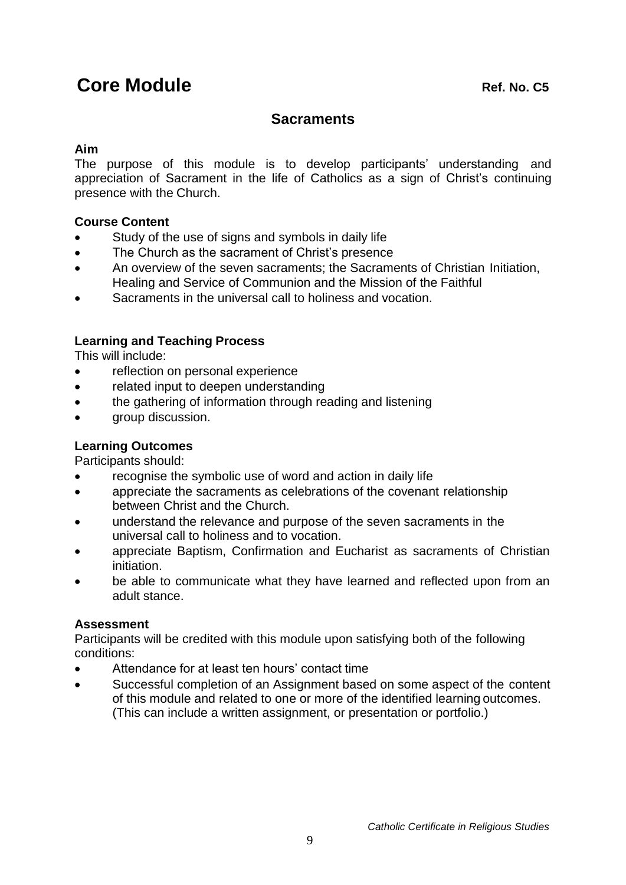# Core Module

**Ref. No. C5**

## Sacraments

**Aim**

The purpose of this module is to develop participants' understanding and appreciation of Sacrament in the life of Catholics as a sign of Christ's continuing presence with the Church.

**Course Content**

- Study of the use of signs and symbols in daily life
- The Church as the sacrament of Christ's presence
- An overview of the seven sacraments; the Sacraments of Christian Initiation, Healing and Service of Communion and the Mission of the Faithful
- Sacraments in the universal call to holiness and vocation.

**Learning and Teaching Process**

This will include:

- reflection on personal experience
- related input to deepen understanding
- the gathering of information through reading and listening
- group discussion.

**Learning Outcomes**

Participants should:

- recognise the symbolic use of word and action in daily life
- appreciate the sacraments as celebrations of the covenant relationship between Christ and the Church.
- understand the relevance and purpose of the seven sacraments in the universal call to holiness and to vocation.
- appreciate Baptism, Confirmation and Eucharist as sacraments of Christian initiation.
- be able to communicate what they have learned and reflected upon from an adult stance.

**Assessment**

Participants will be credited with this module upon satisfying both of the following conditions:

- Attendance for at least ten hours' contact time
- Successful completion of an Assignment based on some aspect of the content of this module and related to one or more of the identified learning outcomes. (This can include a written assignment, or presentation or portfolio.)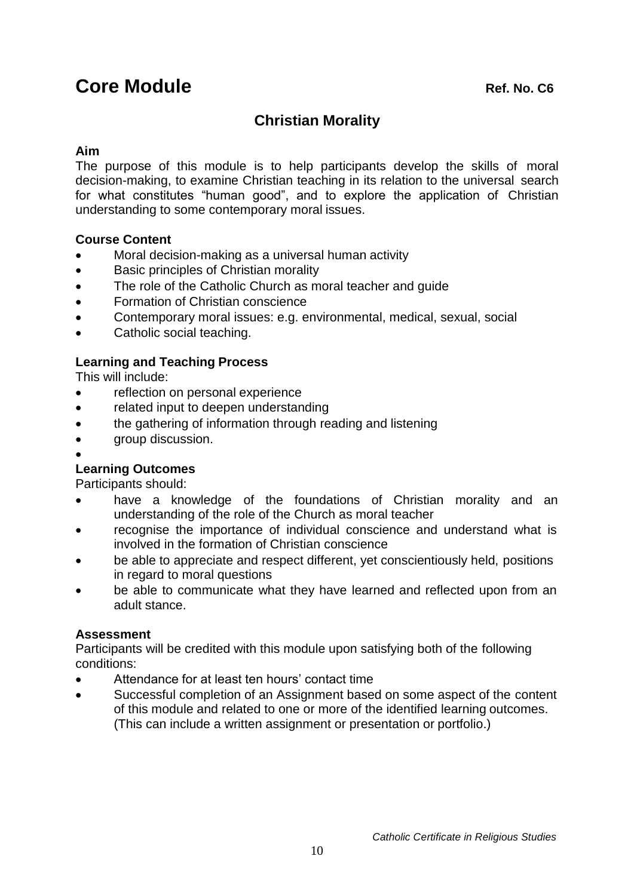# Core Module

**Ref. No. C6**

## Christian Morality

**Aim**

The purpose of this module is to help participants develop the skills of moral decision-making, to examine Christian teaching in its relation to the universal search for what constitutes "human good", and to explore the application of Christian understanding to some contemporary moral issues.

**Course Content**

- Moral decision-making as a universal human activity
- Basic principles of Christian morality
- The role of the Catholic Church as moral teacher and guide
- Formation of Christian conscience
- Contemporary moral issues: e.g. environmental, medical, sexual, social
- Catholic social teaching.

**Learning and Teaching Process**

This will include:

- reflection on personal experience
- related input to deepen understanding
- the gathering of information through reading and listening
- group discussion.

**Learning Outcomes**

Participants should:

- have a knowledge of the foundations of Christian morality and an understanding of the role of the Church as moral teacher
- recognise the importance of individual conscience and understand what is involved in the formation of Christian conscience
- be able to appreciate and respect different, yet conscientiously held, positions in regard to moral questions
- be able to communicate what they have learned and reflected upon from an adult stance.

**Assessment**

Participants will be credited with this module upon satisfying both of the following conditions:

- Attendance for at least ten hours' contact time
- Successful completion of an Assignment based on some aspect of the content of this module and related to one or more of the identified learning outcomes. (This can include a written assignment or presentation or portfolio.)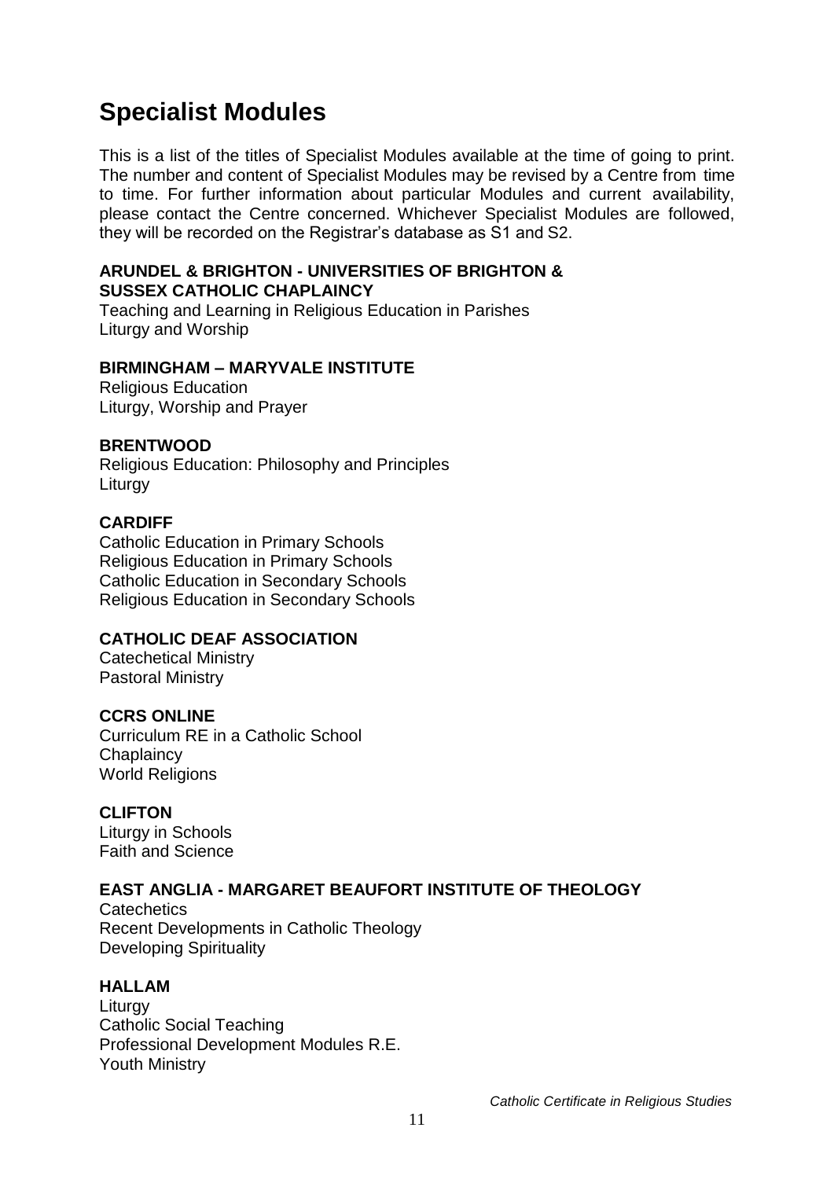# Specialist Modules

This is a list of the titles of Specialist Modules available at the time of going to print. The number and content of Specialist Modules may be revised by a Centre from time to time. For further information about particular Modules and current availability, please contact the Centre concerned. Whichever Specialist Modules are followed, they will be recorded on the Registrar's database as S1 and S2.

**ARUNDEL & BRIGHTON - UNIVERSITIES OF BRIGHTON & SUSSEX CATHOLIC CHAPLAINCY**
Teaching and Learning in Religious Education in Parishes
Liturgy and Worship

**BIRMINGHAM – MARYVALE INSTITUTE**
Religious Education
Liturgy, Worship and Prayer

**BRENTWOOD**
Religious Education: Philosophy and Principles
Liturgy

**CARDIFF**
Catholic Education in Primary Schools
Religious Education in Primary Schools
Catholic Education in Secondary Schools
Religious Education in Secondary Schools

**CATHOLIC DEAF ASSOCIATION**
Catechetical Ministry
Pastoral Ministry

**CCRS ONLINE**
Curriculum RE in a Catholic School
Chaplaincy
World Religions

**CLIFTON**
Liturgy in Schools
Faith and Science

**EAST ANGLIA - MARGARET BEAUFORT INSTITUTE OF THEOLOGY**
Catechetics
Recent Developments in Catholic Theology
Developing Spirituality

**HALLAM**
Liturgy
Catholic Social Teaching
Professional Development Modules R.E.
Youth Ministry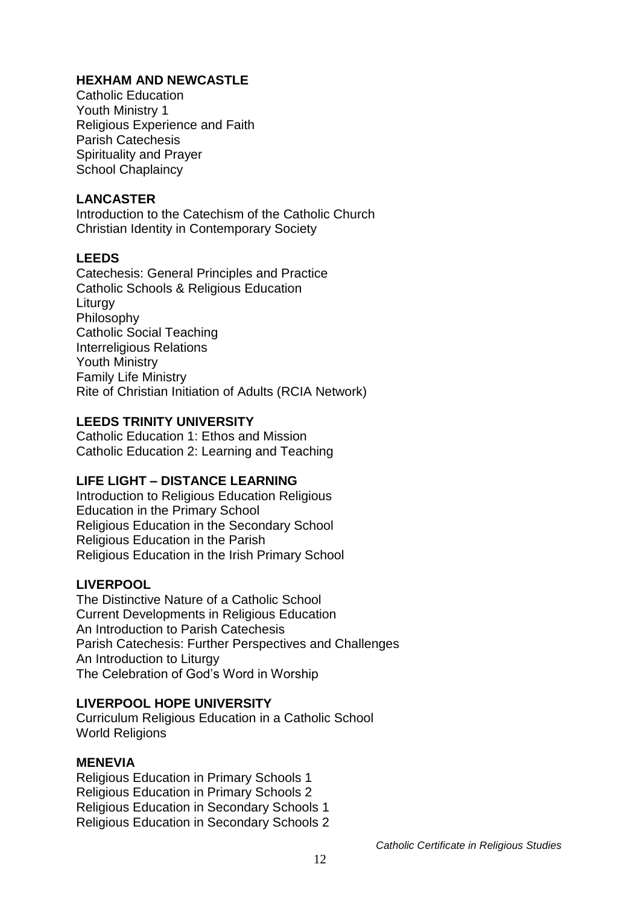**HEXHAM AND NEWCASTLE**

Catholic Education
Youth Ministry 1
Religious Experience and Faith
Parish Catechesis
Spirituality and Prayer
School Chaplaincy

**LANCASTER**

Introduction to the Catechism of the Catholic Church
Christian Identity in Contemporary Society

**LEEDS**

Catechesis: General Principles and Practice
Catholic Schools & Religious Education
Liturgy
Philosophy
Catholic Social Teaching
Interreligious Relations
Youth Ministry
Family Life Ministry
Rite of Christian Initiation of Adults (RCIA Network)

**LEEDS TRINITY UNIVERSITY**

Catholic Education 1: Ethos and Mission
Catholic Education 2: Learning and Teaching

**LIFE LIGHT – DISTANCE LEARNING**

Introduction to Religious Education Religious
Education in the Primary School
Religious Education in the Secondary School
Religious Education in the Parish
Religious Education in the Irish Primary School

**LIVERPOOL**

The Distinctive Nature of a Catholic School
Current Developments in Religious Education
An Introduction to Parish Catechesis
Parish Catechesis: Further Perspectives and Challenges
An Introduction to Liturgy
The Celebration of God's Word in Worship

**LIVERPOOL HOPE UNIVERSITY**

Curriculum Religious Education in a Catholic School
World Religions

**MENEVIA**

Religious Education in Primary Schools 1
Religious Education in Primary Schools 2
Religious Education in Secondary Schools 1
Religious Education in Secondary Schools 2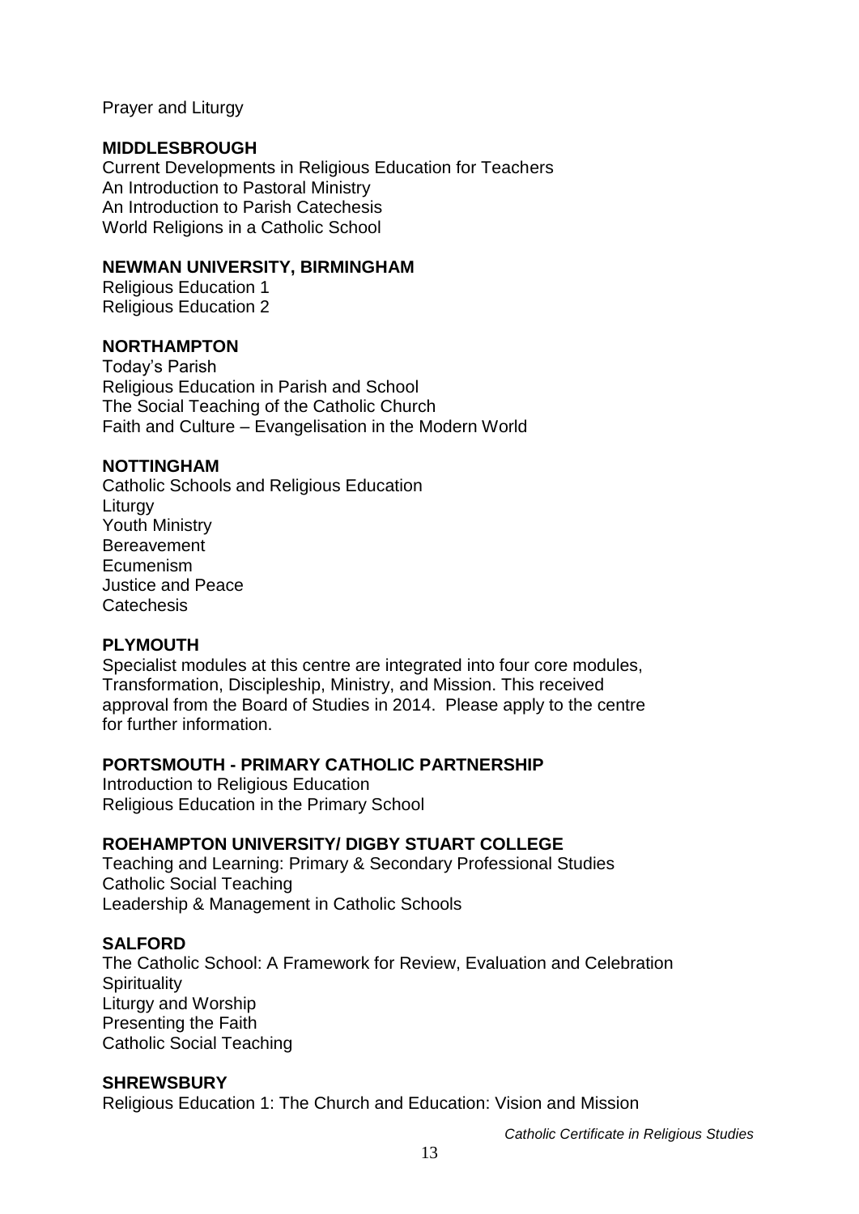Prayer and Liturgy

**MIDDLESBROUGH**

Current Developments in Religious Education for Teachers
An Introduction to Pastoral Ministry
An Introduction to Parish Catechesis
World Religions in a Catholic School

**NEWMAN UNIVERSITY, BIRMINGHAM**

Religious Education 1
Religious Education 2

**NORTHAMPTON**

Today's Parish
Religious Education in Parish and School
The Social Teaching of the Catholic Church
Faith and Culture – Evangelisation in the Modern World

**NOTTINGHAM**

Catholic Schools and Religious Education
Liturgy
Youth Ministry
Bereavement
Ecumenism
Justice and Peace
Catechesis

**PLYMOUTH**

Specialist modules at this centre are integrated into four core modules, Transformation, Discipleship, Ministry, and Mission. This received approval from the Board of Studies in 2014. Please apply to the centre for further information.

**PORTSMOUTH - PRIMARY CATHOLIC PARTNERSHIP**

Introduction to Religious Education
Religious Education in the Primary School

**ROEHAMPTON UNIVERSITY/ DIGBY STUART COLLEGE**

Teaching and Learning: Primary & Secondary Professional Studies
Catholic Social Teaching
Leadership & Management in Catholic Schools

**SALFORD**

The Catholic School: A Framework for Review, Evaluation and Celebration
Spirituality
Liturgy and Worship
Presenting the Faith
Catholic Social Teaching

**SHREWSBURY**

Religious Education 1: The Church and Education: Vision and Mission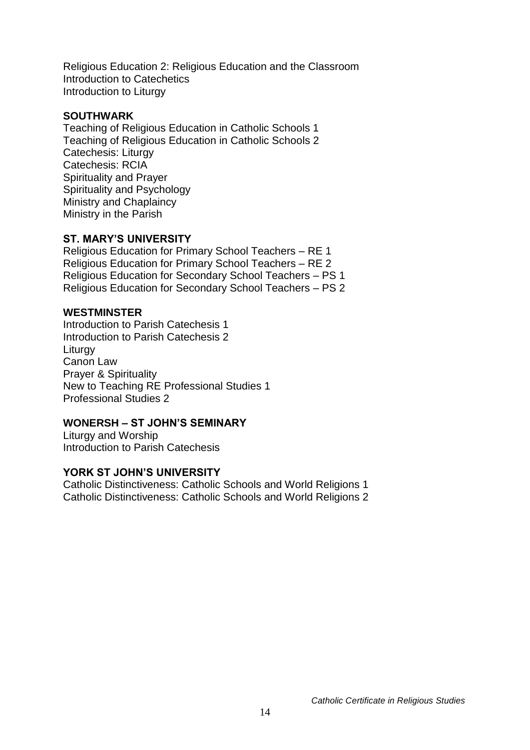Religious Education 2: Religious Education and the Classroom
Introduction to Catechetics
Introduction to Liturgy

**SOUTHWARK**

Teaching of Religious Education in Catholic Schools 1
Teaching of Religious Education in Catholic Schools 2
Catechesis: Liturgy
Catechesis: RCIA
Spirituality and Prayer
Spirituality and Psychology
Ministry and Chaplaincy
Ministry in the Parish

**ST. MARY'S UNIVERSITY**

Religious Education for Primary School Teachers – RE 1
Religious Education for Primary School Teachers – RE 2
Religious Education for Secondary School Teachers – PS 1
Religious Education for Secondary School Teachers – PS 2

**WESTMINSTER**

Introduction to Parish Catechesis 1
Introduction to Parish Catechesis 2
Liturgy
Canon Law
Prayer & Spirituality
New to Teaching RE Professional Studies 1
Professional Studies 2

**WONERSH – ST JOHN'S SEMINARY**

Liturgy and Worship
Introduction to Parish Catechesis

**YORK ST JOHN'S UNIVERSITY**

Catholic Distinctiveness: Catholic Schools and World Religions 1
Catholic Distinctiveness: Catholic Schools and World Religions 2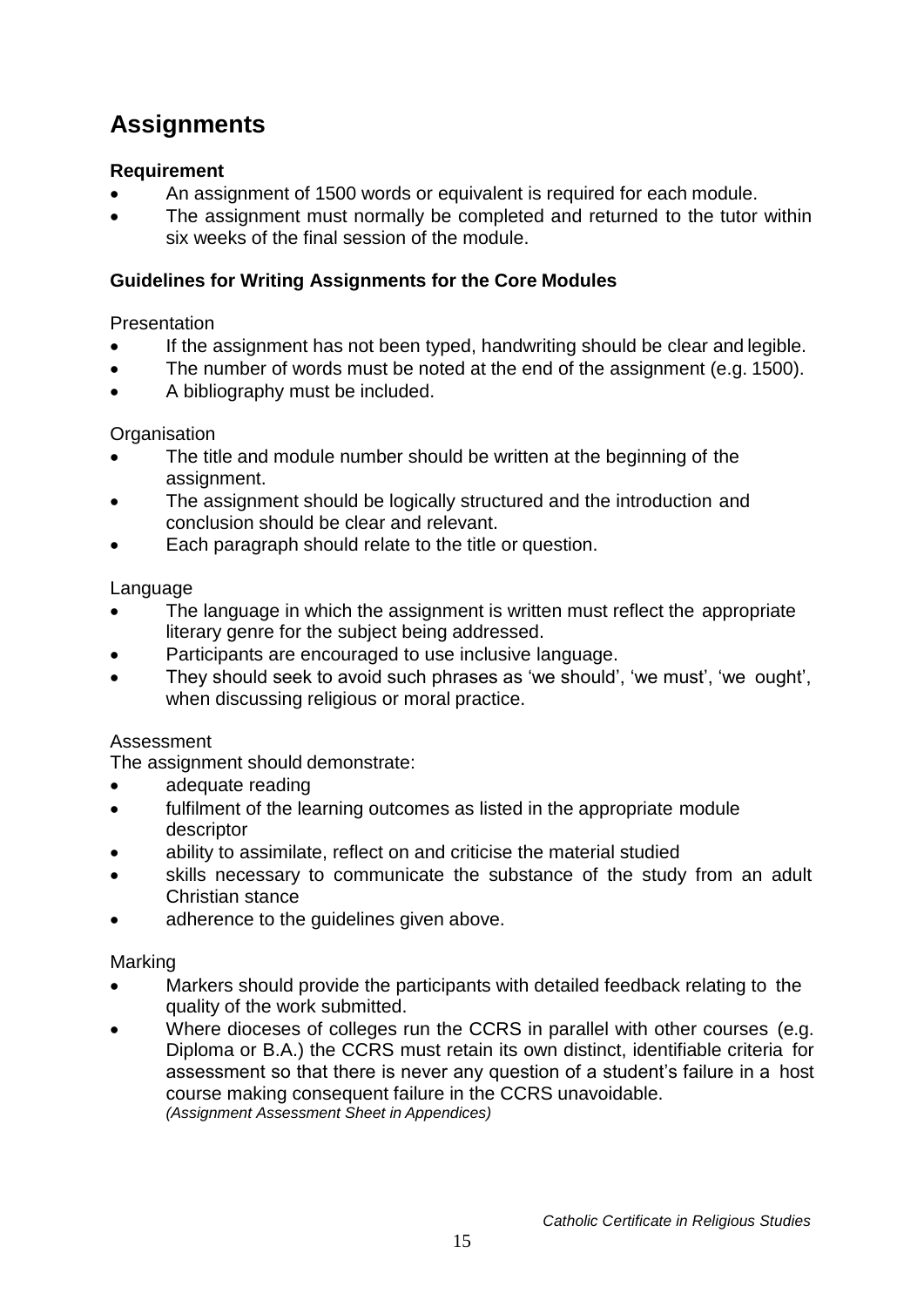# Assignments

**Requirement**

- An assignment of 1500 words or equivalent is required for each module.
- The assignment must normally be completed and returned to the tutor within six weeks of the final session of the module.

**Guidelines for Writing Assignments for the Core Modules**

Presentation

- If the assignment has not been typed, handwriting should be clear and legible.
- The number of words must be noted at the end of the assignment (e.g. 1500).
- A bibliography must be included.

Organisation

- The title and module number should be written at the beginning of the assignment.
- The assignment should be logically structured and the introduction and conclusion should be clear and relevant.
- Each paragraph should relate to the title or question.

Language

- The language in which the assignment is written must reflect the appropriate literary genre for the subject being addressed.
- Participants are encouraged to use inclusive language.
- They should seek to avoid such phrases as 'we should', 'we must', 'we ought', when discussing religious or moral practice.

Assessment

The assignment should demonstrate:

- adequate reading
- fulfilment of the learning outcomes as listed in the appropriate module descriptor
- ability to assimilate, reflect on and criticise the material studied
- skills necessary to communicate the substance of the study from an adult Christian stance
- adherence to the guidelines given above.

Marking

- Markers should provide the participants with detailed feedback relating to the quality of the work submitted.
- Where dioceses of colleges run the CCRS in parallel with other courses (e.g. Diploma or B.A.) the CCRS must retain its own distinct, identifiable criteria for assessment so that there is never any question of a student's failure in a host course making consequent failure in the CCRS unavoidable.
  *(Assignment Assessment Sheet in Appendices)*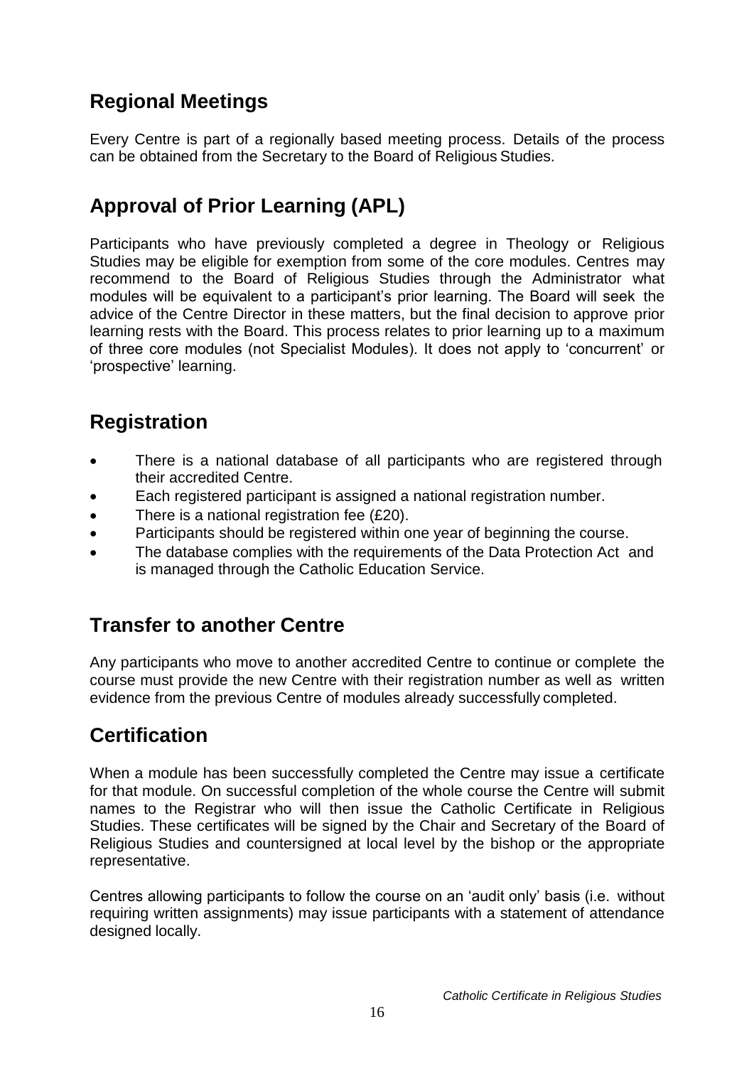## Regional Meetings

Every Centre is part of a regionally based meeting process. Details of the process can be obtained from the Secretary to the Board of Religious Studies.

## Approval of Prior Learning (APL)

Participants who have previously completed a degree in Theology or Religious Studies may be eligible for exemption from some of the core modules. Centres may recommend to the Board of Religious Studies through the Administrator what modules will be equivalent to a participant's prior learning. The Board will seek the advice of the Centre Director in these matters, but the final decision to approve prior learning rests with the Board. This process relates to prior learning up to a maximum of three core modules (not Specialist Modules). It does not apply to 'concurrent' or 'prospective' learning.

## Registration

- There is a national database of all participants who are registered through their accredited Centre.
- Each registered participant is assigned a national registration number.
- There is a national registration fee (£20).
- Participants should be registered within one year of beginning the course.
- The database complies with the requirements of the Data Protection Act and is managed through the Catholic Education Service.

## Transfer to another Centre

Any participants who move to another accredited Centre to continue or complete the course must provide the new Centre with their registration number as well as written evidence from the previous Centre of modules already successfully completed.

## Certification

When a module has been successfully completed the Centre may issue a certificate for that module. On successful completion of the whole course the Centre will submit names to the Registrar who will then issue the Catholic Certificate in Religious Studies. These certificates will be signed by the Chair and Secretary of the Board of Religious Studies and countersigned at local level by the bishop or the appropriate representative.

Centres allowing participants to follow the course on an 'audit only' basis (i.e. without requiring written assignments) may issue participants with a statement of attendance designed locally.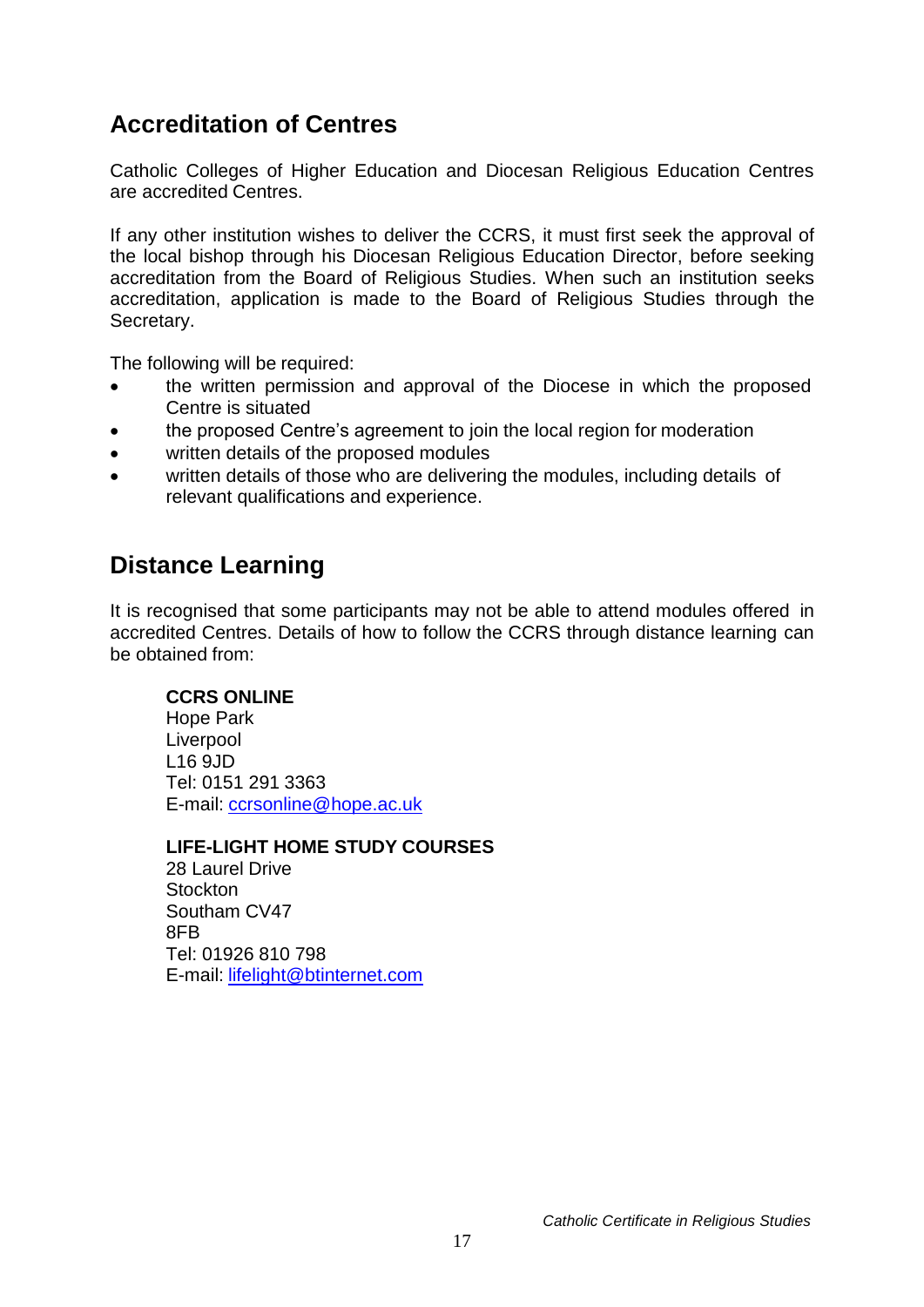## Accreditation of Centres

Catholic Colleges of Higher Education and Diocesan Religious Education Centres are accredited Centres.

If any other institution wishes to deliver the CCRS, it must first seek the approval of the local bishop through his Diocesan Religious Education Director, before seeking accreditation from the Board of Religious Studies. When such an institution seeks accreditation, application is made to the Board of Religious Studies through the Secretary.

The following will be required:

- the written permission and approval of the Diocese in which the proposed Centre is situated
- the proposed Centre's agreement to join the local region for moderation
- written details of the proposed modules
- written details of those who are delivering the modules, including details of relevant qualifications and experience.

## Distance Learning

It is recognised that some participants may not be able to attend modules offered in accredited Centres. Details of how to follow the CCRS through distance learning can be obtained from:

**CCRS ONLINE**
Hope Park
Liverpool
L16 9JD
Tel: 0151 291 3363
E-mail: ccrsonline@hope.ac.uk

**LIFE-LIGHT HOME STUDY COURSES**
28 Laurel Drive
Stockton
Southam CV47
8FB
Tel: 01926 810 798
E-mail: lifelight@btinternet.com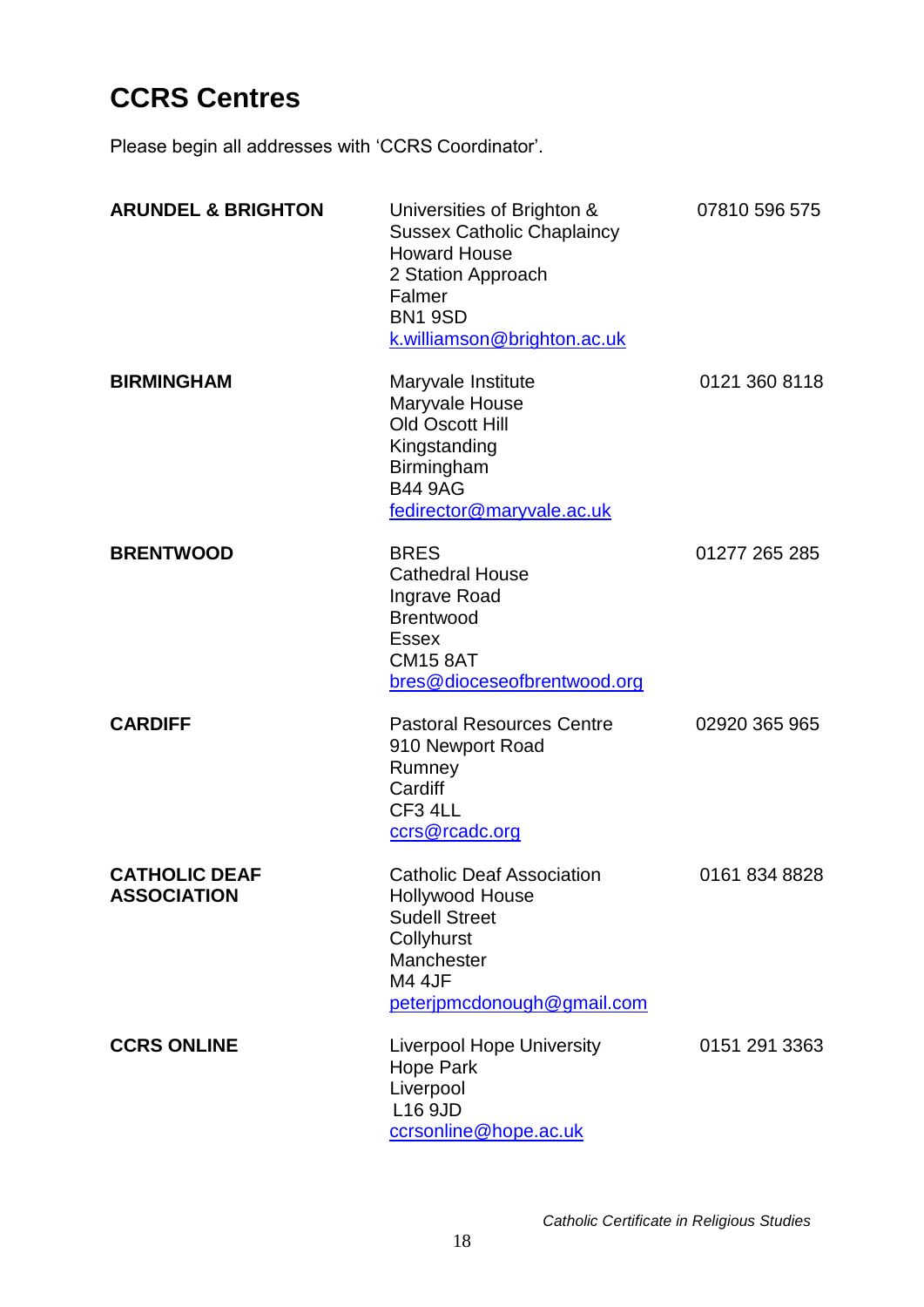# CCRS Centres

Please begin all addresses with 'CCRS Coordinator'.

| | | |
|---|---|---|
| **ARUNDEL & BRIGHTON** | Universities of Brighton & Sussex Catholic Chaplaincy<br>Howard House<br>2 Station Approach<br>Falmer<br>BN1 9SD<br>k.williamson@brighton.ac.uk | 07810 596 575 |
| **BIRMINGHAM** | Maryvale Institute<br>Maryvale House<br>Old Oscott Hill<br>Kingstanding<br>Birmingham<br>B44 9AG<br>fedirector@maryvale.ac.uk | 0121 360 8118 |
| **BRENTWOOD** | BRES<br>Cathedral House<br>Ingrave Road<br>Brentwood<br>Essex<br>CM15 8AT<br>bres@dioceseofbrentwood.org | 01277 265 285 |
| **CARDIFF** | Pastoral Resources Centre<br>910 Newport Road<br>Rumney<br>Cardiff<br>CF3 4LL<br>ccrs@rcadc.org | 02920 365 965 |
| **CATHOLIC DEAF ASSOCIATION** | Catholic Deaf Association<br>Hollywood House<br>Sudell Street<br>Collyhurst<br>Manchester<br>M4 4JF<br>peterjpmcdonough@gmail.com | 0161 834 8828 |
| **CCRS ONLINE** | Liverpool Hope University<br>Hope Park<br>Liverpool<br>L16 9JD<br>ccrsonline@hope.ac.uk | 0151 291 3363 |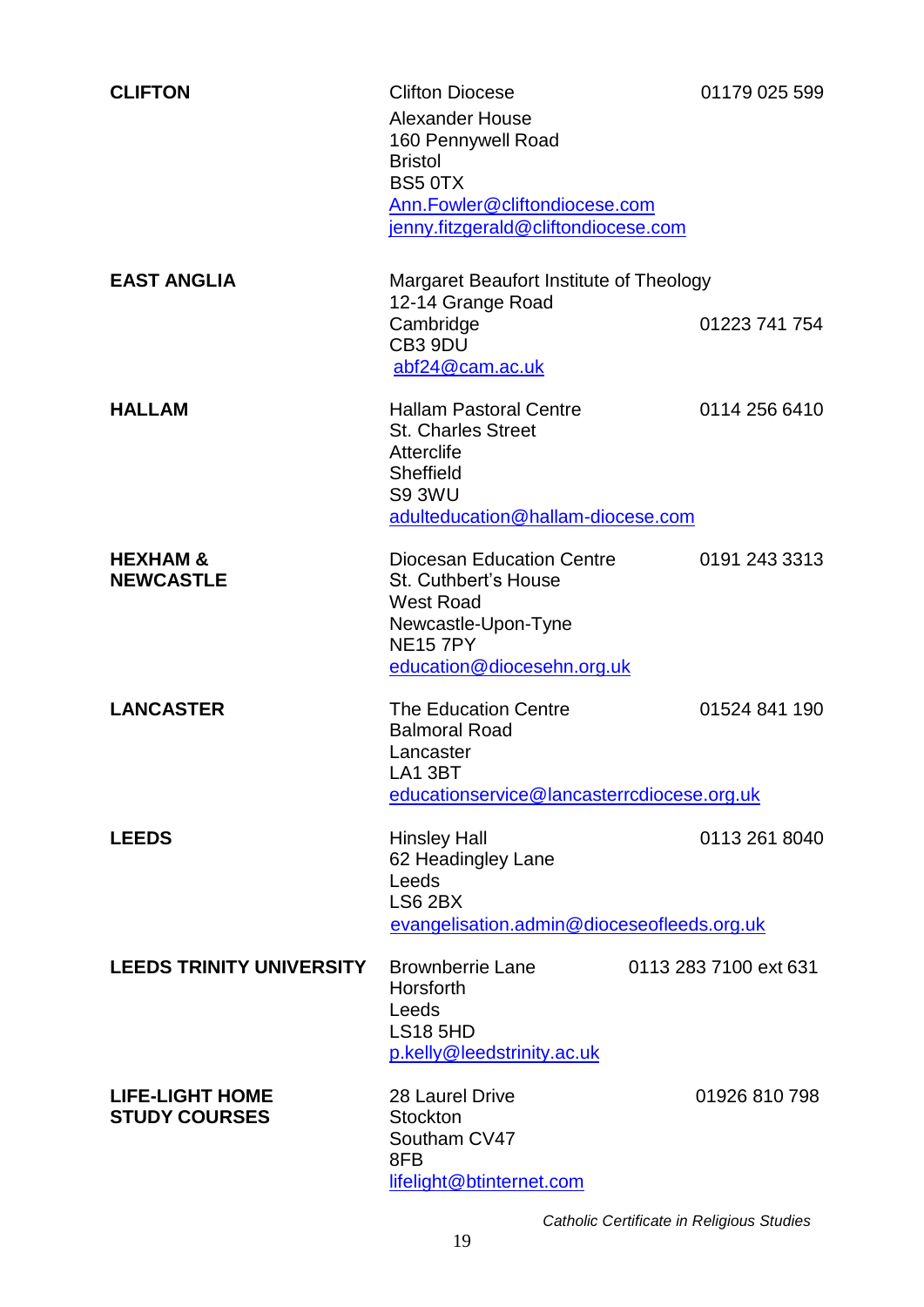| | | |
|---|---|---|
| **CLIFTON** | Clifton Diocese<br>Alexander House<br>160 Pennywell Road<br>Bristol<br>BS5 0TX<br>Ann.Fowler@cliftondiocese.com<br>jenny.fitzgerald@cliftondiocese.com | 01179 025 599 |
| **EAST ANGLIA** | Margaret Beaufort Institute of Theology<br>12-14 Grange Road<br>Cambridge<br>CB3 9DU<br>abf24@cam.ac.uk | 01223 741 754 |
| **HALLAM** | Hallam Pastoral Centre<br>St. Charles Street<br>Atterclife<br>Sheffield<br>S9 3WU<br>adulteducation@hallam-diocese.com | 0114 256 6410 |
| **HEXHAM & NEWCASTLE** | Diocesan Education Centre<br>St. Cuthbert's House<br>West Road<br>Newcastle-Upon-Tyne<br>NE15 7PY<br>education@diocesehn.org.uk | 0191 243 3313 |
| **LANCASTER** | The Education Centre<br>Balmoral Road<br>Lancaster<br>LA1 3BT<br>educationservice@lancasterrcdiocese.org.uk | 01524 841 190 |
| **LEEDS** | Hinsley Hall<br>62 Headingley Lane<br>Leeds<br>LS6 2BX<br>evangelisation.admin@dioceseofleeds.org.uk | 0113 261 8040 |
| **LEEDS TRINITY UNIVERSITY** | Brownberrie Lane<br>Horsforth<br>Leeds<br>LS18 5HD<br>p.kelly@leedstrinity.ac.uk | 0113 283 7100 ext 631 |
| **LIFE-LIGHT HOME STUDY COURSES** | 28 Laurel Drive<br>Stockton<br>Southam CV47<br>8FB<br>lifelight@btinternet.com | 01926 810 798 |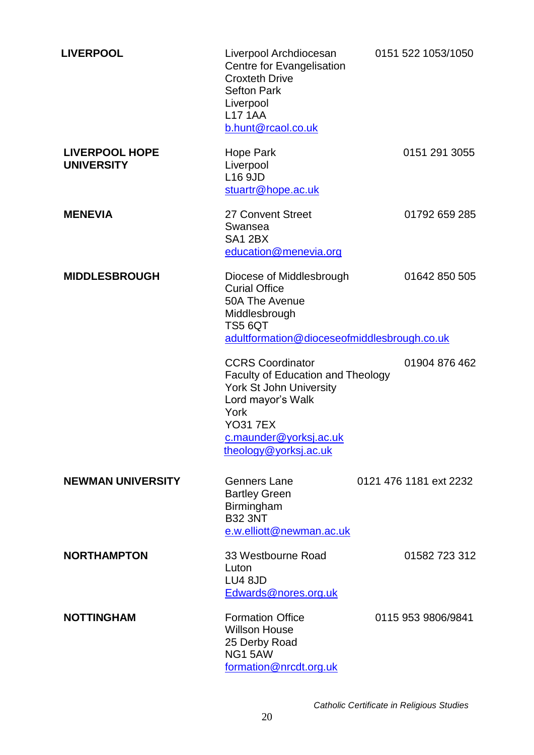| | | |
|---|---|---|
| **LIVERPOOL** | Liverpool Archdiocesan Centre for Evangelisation<br>Croxteth Drive<br>Sefton Park<br>Liverpool<br>L17 1AA<br>b.hunt@rcaol.co.uk | 0151 522 1053/1050 |
| **LIVERPOOL HOPE UNIVERSITY** | Hope Park<br>Liverpool<br>L16 9JD<br>stuartr@hope.ac.uk | 0151 291 3055 |
| **MENEVIA** | 27 Convent Street<br>Swansea<br>SA1 2BX<br>education@menevia.org | 01792 659 285 |
| **MIDDLESBROUGH** | Diocese of Middlesbrough<br>Curial Office<br>50A The Avenue<br>Middlesbrough<br>TS5 6QT<br>adultformation@dioceseofmiddlesbrough.co.uk | 01642 850 505 |
| | CCRS Coordinator<br>Faculty of Education and Theology<br>York St John University<br>Lord mayor's Walk<br>York<br>YO31 7EX<br>c.maunder@yorksj.ac.uk<br>theology@yorksj.ac.uk | 01904 876 462 |
| **NEWMAN UNIVERSITY** | Genners Lane<br>Bartley Green<br>Birmingham<br>B32 3NT<br>e.w.elliott@newman.ac.uk | 0121 476 1181 ext 2232 |
| **NORTHAMPTON** | 33 Westbourne Road<br>Luton<br>LU4 8JD<br>Edwards@nores.org.uk | 01582 723 312 |
| **NOTTINGHAM** | Formation Office<br>Willson House<br>25 Derby Road<br>NG1 5AW<br>formation@nrcdt.org.uk | 0115 953 9806/9841 |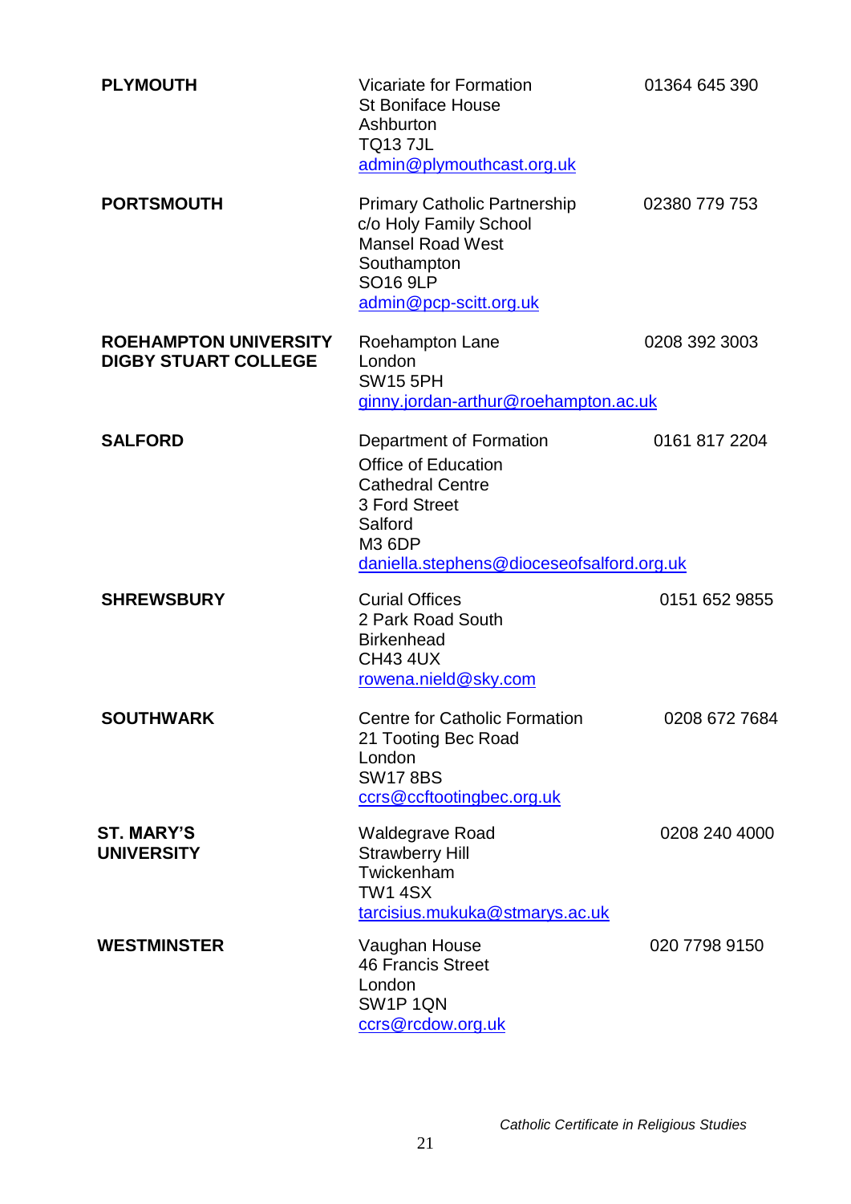| | | |
|---|---|---|
| **PLYMOUTH** | Vicariate for Formation<br>St Boniface House<br>Ashburton<br>TQ13 7JL<br>admin@plymouthcast.org.uk | 01364 645 390 |
| **PORTSMOUTH** | Primary Catholic Partnership<br>c/o Holy Family School<br>Mansel Road West<br>Southampton<br>SO16 9LP<br>admin@pcp-scitt.org.uk | 02380 779 753 |
| **ROEHAMPTON UNIVERSITY DIGBY STUART COLLEGE** | Roehampton Lane<br>London<br>SW15 5PH<br>ginny.jordan-arthur@roehampton.ac.uk | 0208 392 3003 |
| **SALFORD** | Department of Formation<br>Office of Education<br>Cathedral Centre<br>3 Ford Street<br>Salford<br>M3 6DP<br>daniella.stephens@dioceseofsalford.org.uk | 0161 817 2204 |
| **SHREWSBURY** | Curial Offices<br>2 Park Road South<br>Birkenhead<br>CH43 4UX<br>rowena.nield@sky.com | 0151 652 9855 |
| **SOUTHWARK** | Centre for Catholic Formation<br>21 Tooting Bec Road<br>London<br>SW17 8BS<br>ccrs@ccftootingbec.org.uk | 0208 672 7684 |
| **ST. MARY'S UNIVERSITY** | Waldegrave Road<br>Strawberry Hill<br>Twickenham<br>TW1 4SX<br>tarcisius.mukuka@stmarys.ac.uk | 0208 240 4000 |
| **WESTMINSTER** | Vaughan House<br>46 Francis Street<br>London<br>SW1P 1QN<br>ccrs@rcdow.org.uk | 020 7798 9150 |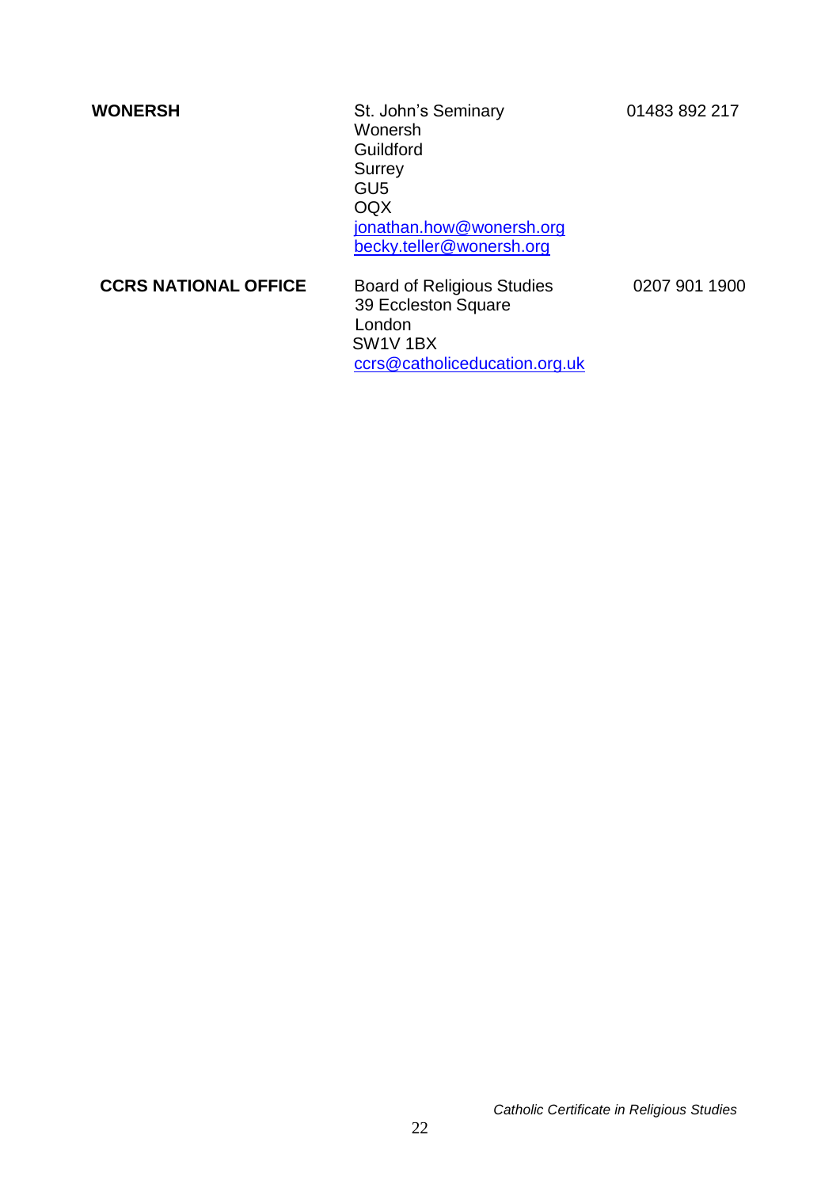| | | |
|---|---|---|
| **WONERSH** | St. John's Seminary<br>Wonersh<br>Guildford<br>Surrey<br>GU5<br>OQX<br>jonathan.how@wonersh.org<br>becky.teller@wonersh.org | 01483 892 217 |
| **CCRS NATIONAL OFFICE** | Board of Religious Studies<br>39 Eccleston Square<br>London<br>SW1V 1BX<br>ccrs@catholiceducation.org.uk | 0207 901 1900 |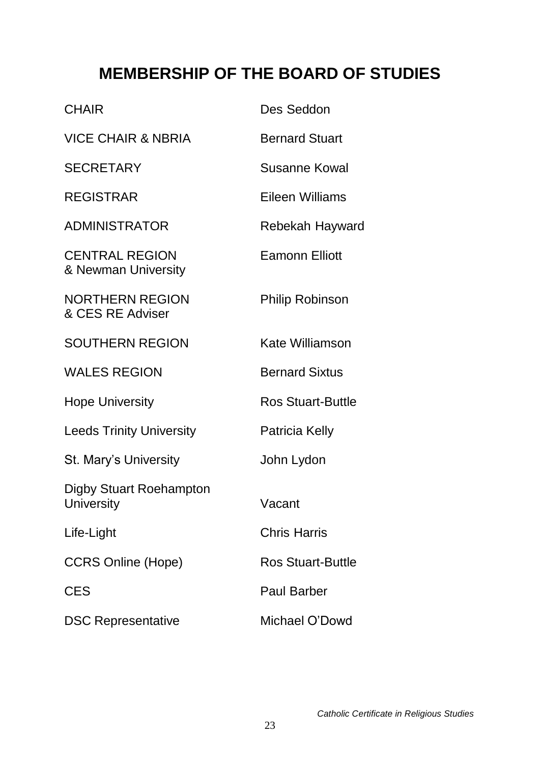# MEMBERSHIP OF THE BOARD OF STUDIES

| | |
|---|---|
| CHAIR | Des Seddon |
| VICE CHAIR & NBRIA | Bernard Stuart |
| SECRETARY | Susanne Kowal |
| REGISTRAR | Eileen Williams |
| ADMINISTRATOR | Rebekah Hayward |
| CENTRAL REGION & Newman University | Eamonn Elliott |
| NORTHERN REGION & CES RE Adviser | Philip Robinson |
| SOUTHERN REGION | Kate Williamson |
| WALES REGION | Bernard Sixtus |
| Hope University | Ros Stuart-Buttle |
| Leeds Trinity University | Patricia Kelly |
| St. Mary's University | John Lydon |
| Digby Stuart Roehampton University | Vacant |
| Life-Light | Chris Harris |
| CCRS Online (Hope) | Ros Stuart-Buttle |
| CES | Paul Barber |
| DSC Representative | Michael O'Dowd |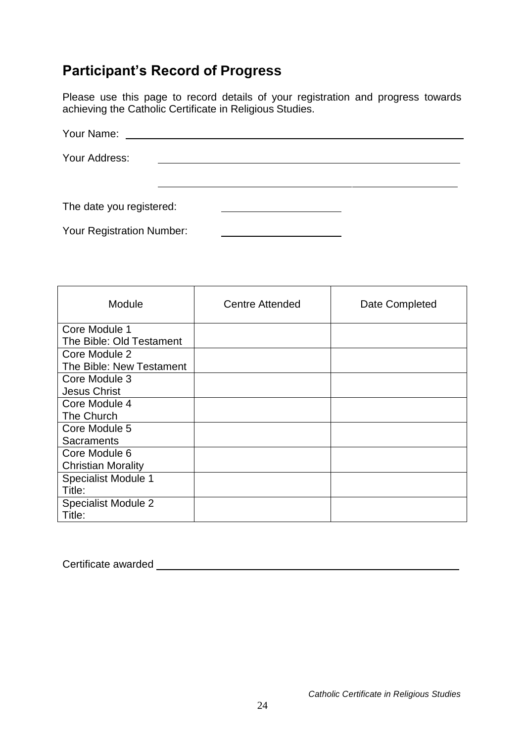## Participant's Record of Progress

Please use this page to record details of your registration and progress towards achieving the Catholic Certificate in Religious Studies.

Your Name: ____________________________________________

Your Address: ____________________________________________

____________________________________________

The date you registered: ____________________

Your Registration Number: ____________________

| Module | Centre Attended | Date Completed |
|---|---|---|
| Core Module 1<br>The Bible: Old Testament | | |
| Core Module 2<br>The Bible: New Testament | | |
| Core Module 3<br>Jesus Christ | | |
| Core Module 4<br>The Church | | |
| Core Module 5<br>Sacraments | | |
| Core Module 6<br>Christian Morality | | |
| Specialist Module 1<br>Title: | | |
| Specialist Module 2<br>Title: | | |

Certificate awarded ____________________________________________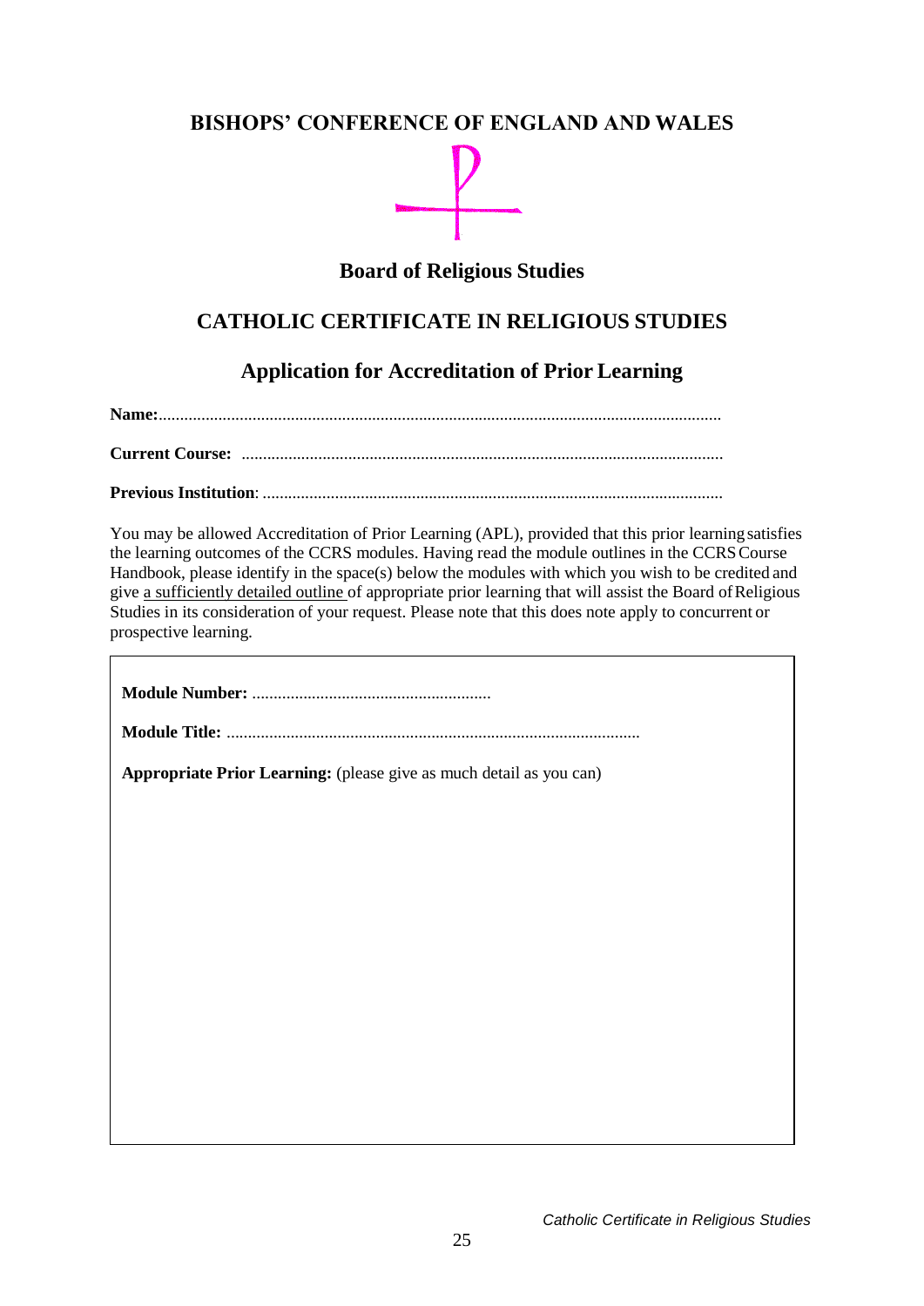## BISHOPS' CONFERENCE OF ENGLAND AND WALES

### Board of Religious Studies

## CATHOLIC CERTIFICATE IN RELIGIOUS STUDIES

### Application for Accreditation of Prior Learning

**Name:**..................................................................................................................................

**Current Course:** ................................................................................................................

**Previous Institution**: ..........................................................................................................

You may be allowed Accreditation of Prior Learning (APL), provided that this prior learning satisfies the learning outcomes of the CCRS modules. Having read the module outlines in the CCRS Course Handbook, please identify in the space(s) below the modules with which you wish to be credited and give a sufficiently detailed outline of appropriate prior learning that will assist the Board of Religious Studies in its consideration of your request. Please note that this does note apply to concurrent or prospective learning.

**Module Number:** .......................................................

**Module Title:** ................................................................................................

**Appropriate Prior Learning:** (please give as much detail as you can)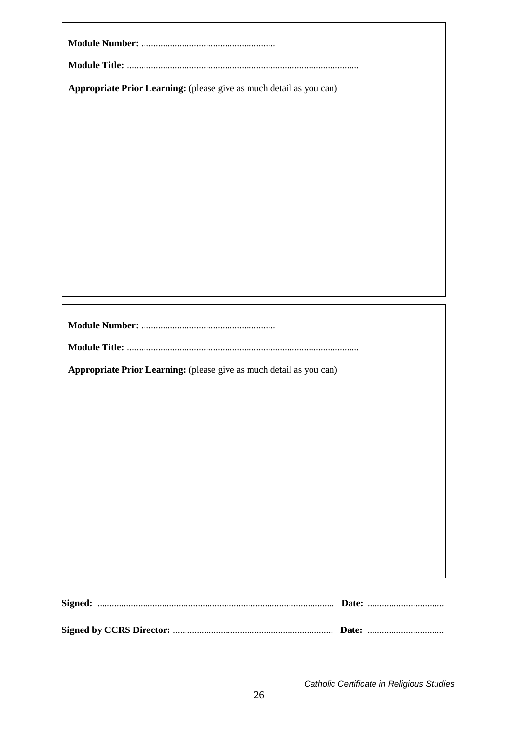**Module Number:** ........................................................

**Module Title:** .................................................................................................

**Appropriate Prior Learning:** (please give as much detail as you can)

---

**Module Number:** ........................................................

**Module Title:** .................................................................................................

**Appropriate Prior Learning:** (please give as much detail as you can)

---

**Signed:** ................................................................................................. **Date:** ................................

**Signed by CCRS Director:** .................................................................. **Date:** ................................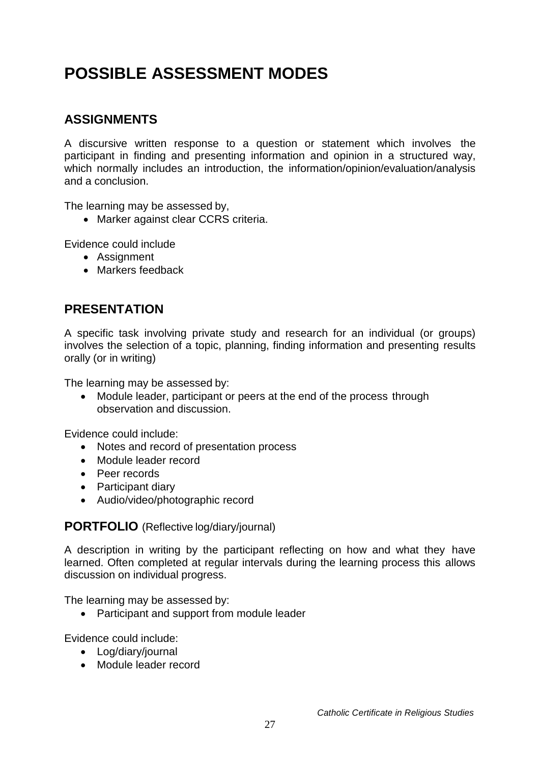# POSSIBLE ASSESSMENT MODES

## ASSIGNMENTS

A discursive written response to a question or statement which involves the participant in finding and presenting information and opinion in a structured way, which normally includes an introduction, the information/opinion/evaluation/analysis and a conclusion.

The learning may be assessed by,

- Marker against clear CCRS criteria.

Evidence could include

- Assignment
- Markers feedback

## PRESENTATION

A specific task involving private study and research for an individual (or groups) involves the selection of a topic, planning, finding information and presenting results orally (or in writing)

The learning may be assessed by:

- Module leader, participant or peers at the end of the process through observation and discussion.

Evidence could include:

- Notes and record of presentation process
- Module leader record
- Peer records
- Participant diary
- Audio/video/photographic record

## PORTFOLIO (Reflective log/diary/journal)

A description in writing by the participant reflecting on how and what they have learned. Often completed at regular intervals during the learning process this allows discussion on individual progress.

The learning may be assessed by:

- Participant and support from module leader

Evidence could include:

- Log/diary/journal
- Module leader record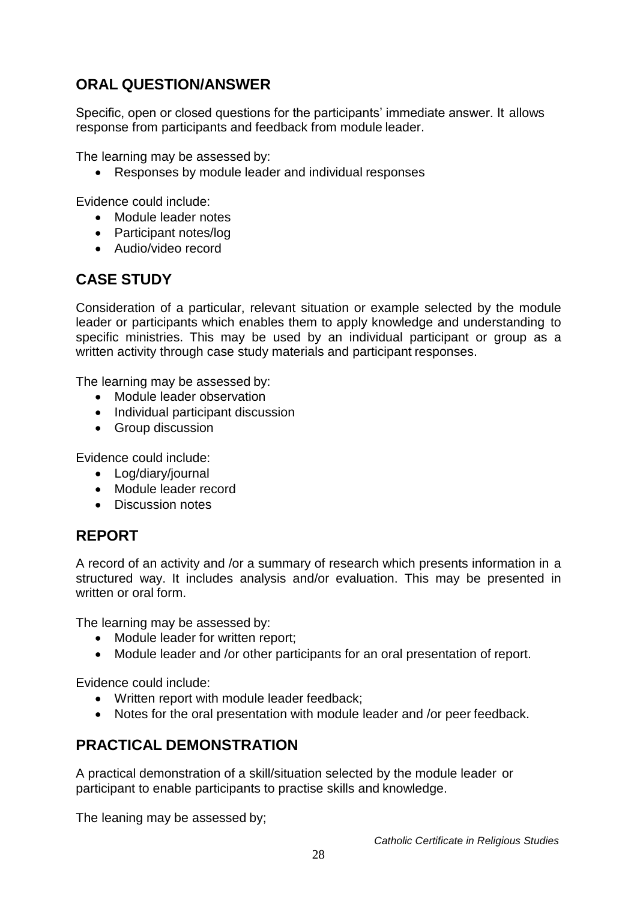## ORAL QUESTION/ANSWER

Specific, open or closed questions for the participants' immediate answer. It allows response from participants and feedback from module leader.

The learning may be assessed by:

- Responses by module leader and individual responses

Evidence could include:

- Module leader notes
- Participant notes/log
- Audio/video record

## CASE STUDY

Consideration of a particular, relevant situation or example selected by the module leader or participants which enables them to apply knowledge and understanding to specific ministries. This may be used by an individual participant or group as a written activity through case study materials and participant responses.

The learning may be assessed by:

- Module leader observation
- Individual participant discussion
- Group discussion

Evidence could include:

- Log/diary/journal
- Module leader record
- Discussion notes

## REPORT

A record of an activity and /or a summary of research which presents information in a structured way. It includes analysis and/or evaluation. This may be presented in written or oral form.

The learning may be assessed by:

- Module leader for written report;
- Module leader and /or other participants for an oral presentation of report.

Evidence could include:

- Written report with module leader feedback;
- Notes for the oral presentation with module leader and /or peer feedback.

## PRACTICAL DEMONSTRATION

A practical demonstration of a skill/situation selected by the module leader or participant to enable participants to practise skills and knowledge.

The leaning may be assessed by;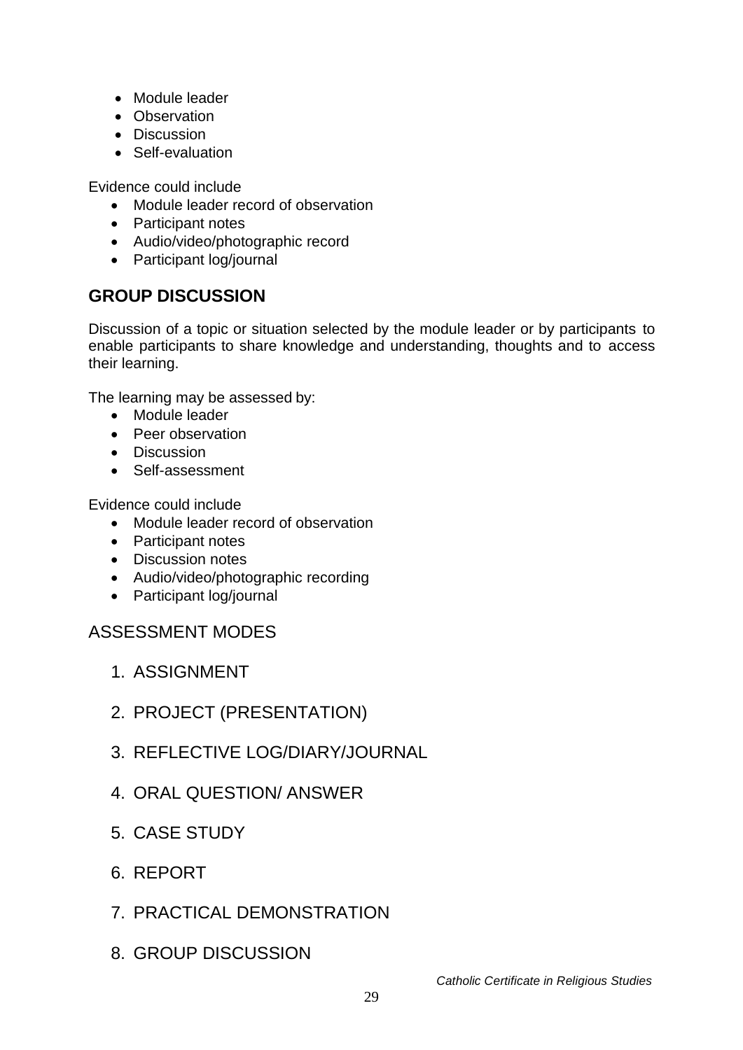- Module leader
- Observation
- Discussion
- Self-evaluation

Evidence could include

- Module leader record of observation
- Participant notes
- Audio/video/photographic record
- Participant log/journal

## GROUP DISCUSSION

Discussion of a topic or situation selected by the module leader or by participants to enable participants to share knowledge and understanding, thoughts and to access their learning.

The learning may be assessed by:

- Module leader
- Peer observation
- Discussion
- Self-assessment

Evidence could include

- Module leader record of observation
- Participant notes
- Discussion notes
- Audio/video/photographic recording
- Participant log/journal

## ASSESSMENT MODES

1. ASSIGNMENT
2. PROJECT (PRESENTATION)
3. REFLECTIVE LOG/DIARY/JOURNAL
4. ORAL QUESTION/ ANSWER
5. CASE STUDY
6. REPORT
7. PRACTICAL DEMONSTRATION
8. GROUP DISCUSSION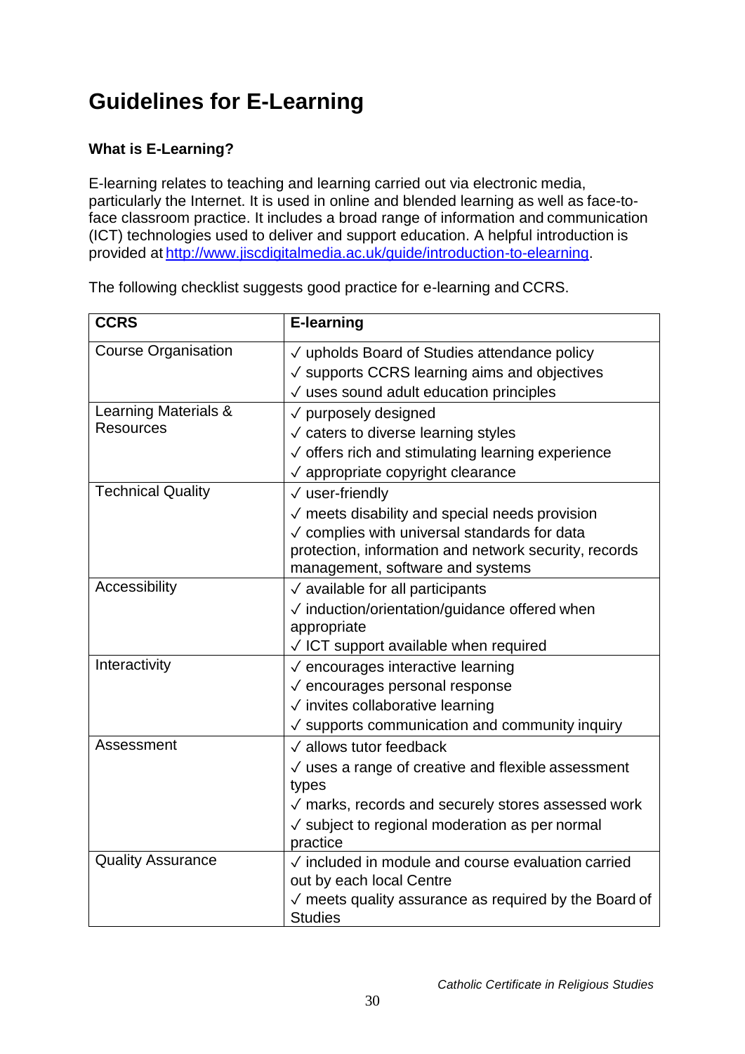# Guidelines for E-Learning

### What is E-Learning?

E-learning relates to teaching and learning carried out via electronic media, particularly the Internet. It is used in online and blended learning as well as face-to-face classroom practice. It includes a broad range of information and communication (ICT) technologies used to deliver and support education. A helpful introduction is provided at http://www.jiscdigitalmedia.ac.uk/guide/introduction-to-elearning.

The following checklist suggests good practice for e-learning and CCRS.

| CCRS | E-learning |
|---|---|
| Course Organisation | ✓ upholds Board of Studies attendance policy<br>✓ supports CCRS learning aims and objectives<br>✓ uses sound adult education principles |
| Learning Materials & Resources | ✓ purposely designed<br>✓ caters to diverse learning styles<br>✓ offers rich and stimulating learning experience<br>✓ appropriate copyright clearance |
| Technical Quality | ✓ user-friendly<br>✓ meets disability and special needs provision<br>✓ complies with universal standards for data protection, information and network security, records management, software and systems |
| Accessibility | ✓ available for all participants<br>✓ induction/orientation/guidance offered when appropriate<br>✓ ICT support available when required |
| Interactivity | ✓ encourages interactive learning<br>✓ encourages personal response<br>✓ invites collaborative learning<br>✓ supports communication and community inquiry |
| Assessment | ✓ allows tutor feedback<br>✓ uses a range of creative and flexible assessment types<br>✓ marks, records and securely stores assessed work<br>✓ subject to regional moderation as per normal practice |
| Quality Assurance | ✓ included in module and course evaluation carried out by each local Centre<br>✓ meets quality assurance as required by the Board of Studies |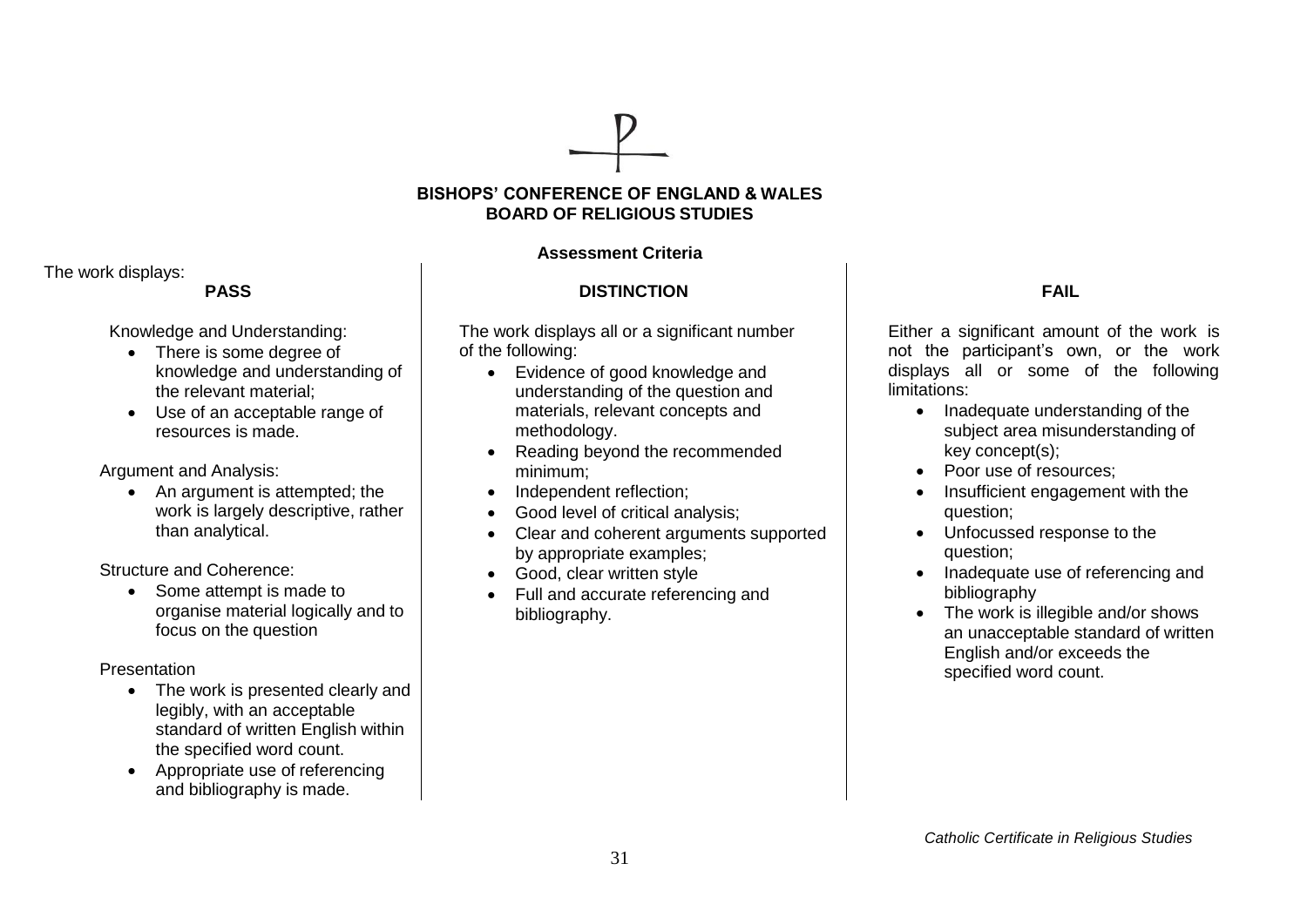**BISHOPS' CONFERENCE OF ENGLAND & WALES**
**BOARD OF RELIGIOUS STUDIES**

**Assessment Criteria**

The work displays:

**PASS**

Knowledge and Understanding:

- There is some degree of knowledge and understanding of the relevant material;
- Use of an acceptable range of resources is made.

Argument and Analysis:

- An argument is attempted; the work is largely descriptive, rather than analytical.

Structure and Coherence:

- Some attempt is made to organise material logically and to focus on the question

Presentation

- The work is presented clearly and legibly, with an acceptable standard of written English within the specified word count.
- Appropriate use of referencing and bibliography is made.

**DISTINCTION**

The work displays all or a significant number of the following:

- Evidence of good knowledge and understanding of the question and materials, relevant concepts and methodology.
- Reading beyond the recommended minimum;
- Independent reflection;
- Good level of critical analysis;
- Clear and coherent arguments supported by appropriate examples;
- Good, clear written style
- Full and accurate referencing and bibliography.

**FAIL**

Either a significant amount of the work is not the participant's own, or the work displays all or some of the following limitations:

- Inadequate understanding of the subject area misunderstanding of key concept(s);
- Poor use of resources;
- Insufficient engagement with the question;
- Unfocussed response to the question;
- Inadequate use of referencing and bibliography
- The work is illegible and/or shows an unacceptable standard of written English and/or exceeds the specified word count.